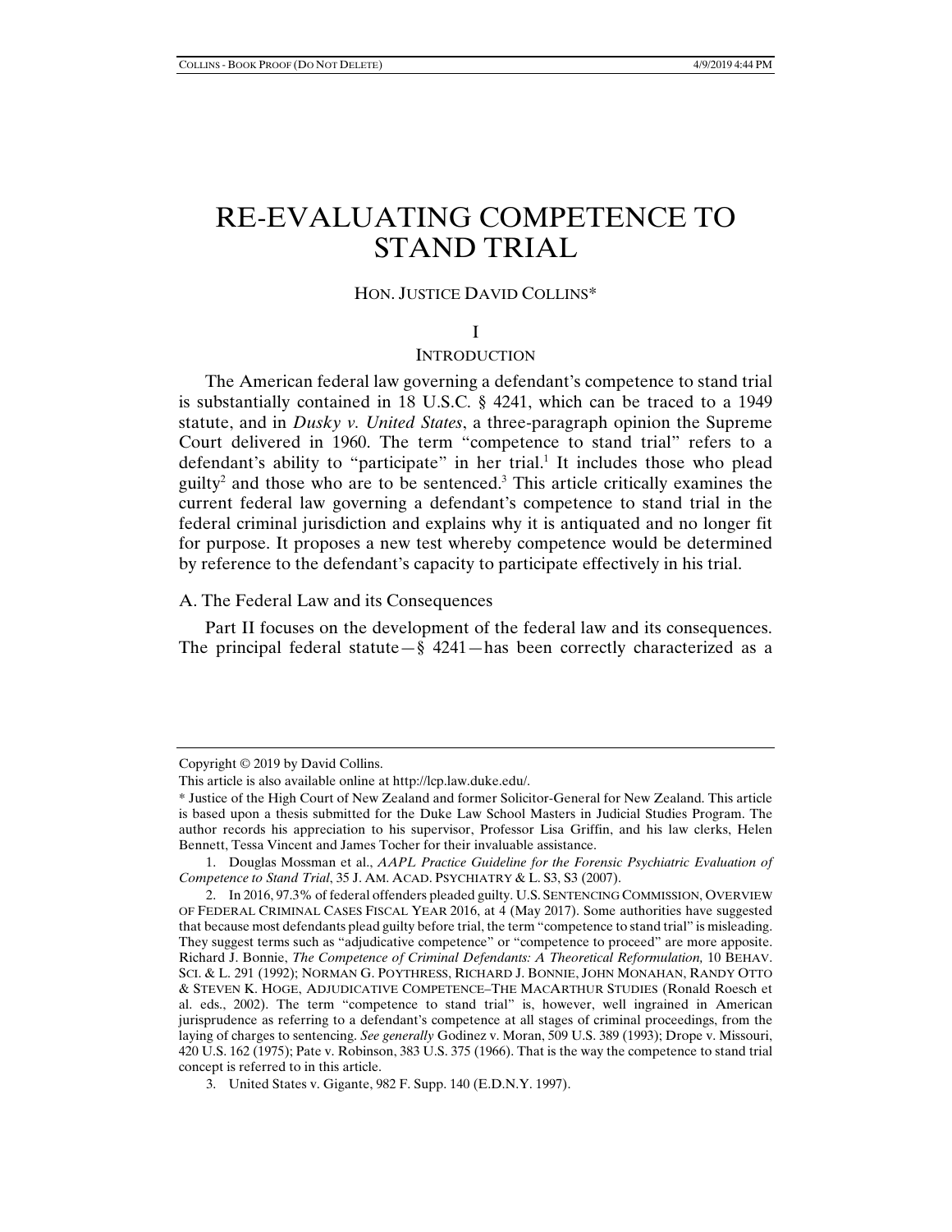# RE-EVALUATING COMPETENCE TO STAND TRIAL

HON. JUSTICE DAVID COLLINS*

## I

## INTRODUCTION

The American federal law governing a defendant's competence to stand trial is substantially contained in 18 U.S.C. § 4241, which can be traced to a 1949 statute, and in *Dusky v. United States*, a three-paragraph opinion the Supreme Court delivered in 1960. The term "competence to stand trial" refers to a defendant's ability to "participate" in her trial.[1] It includes those who plead guilty[2] and those who are to be sentenced.[3] This article critically examines the current federal law governing a defendant's competence to stand trial in the federal criminal jurisdiction and explains why it is antiquated and no longer fit for purpose. It proposes a new test whereby competence would be determined by reference to the defendant's capacity to participate effectively in his trial.

### A. The Federal Law and its Consequences

Part II focuses on the development of the federal law and its consequences. The principal federal statute—§ 4241—has been correctly characterized as a

---

Copyright © 2019 by David Collins.

This article is also available online at http://lcp.law.duke.edu/.

\* Justice of the High Court of New Zealand and former Solicitor-General for New Zealand. This article is based upon a thesis submitted for the Duke Law School Masters in Judicial Studies Program. The author records his appreciation to his supervisor, Professor Lisa Griffin, and his law clerks, Helen Bennett, Tessa Vincent and James Tocher for their invaluable assistance.

1. Douglas Mossman et al., *AAPL Practice Guideline for the Forensic Psychiatric Evaluation of Competence to Stand Trial*, 35 J. AM. ACAD. PSYCHIATRY & L. S3, S3 (2007).

2. In 2016, 97.3% of federal offenders pleaded guilty. U.S. SENTENCING COMMISSION, OVERVIEW OF FEDERAL CRIMINAL CASES FISCAL YEAR 2016, at 4 (May 2017). Some authorities have suggested that because most defendants plead guilty before trial, the term "competence to stand trial" is misleading. They suggest terms such as "adjudicative competence" or "competence to proceed" are more apposite. Richard J. Bonnie, *The Competence of Criminal Defendants: A Theoretical Reformulation,* 10 BEHAV. SCI. & L. 291 (1992); NORMAN G. POYTHRESS, RICHARD J. BONNIE, JOHN MONAHAN, RANDY OTTO & STEVEN K. HOGE, ADJUDICATIVE COMPETENCE–THE MACARTHUR STUDIES (Ronald Roesch et al. eds., 2002). The term "competence to stand trial" is, however, well ingrained in American jurisprudence as referring to a defendant's competence at all stages of criminal proceedings, from the laying of charges to sentencing. *See generally* Godinez v. Moran, 509 U.S. 389 (1993); Drope v. Missouri, 420 U.S. 162 (1975); Pate v. Robinson, 383 U.S. 375 (1966). That is the way the competence to stand trial concept is referred to in this article.

3. United States v. Gigante, 982 F. Supp. 140 (E.D.N.Y. 1997).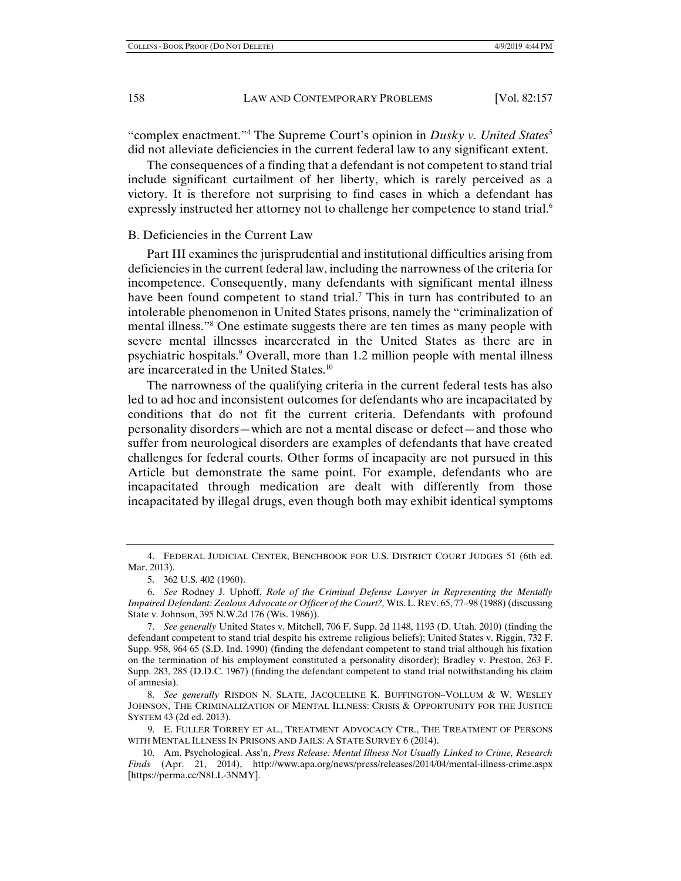"complex enactment."[4] The Supreme Court's opinion in *Dusky v. United States*[5] did not alleviate deficiencies in the current federal law to any significant extent.

The consequences of a finding that a defendant is not competent to stand trial include significant curtailment of her liberty, which is rarely perceived as a victory. It is therefore not surprising to find cases in which a defendant has expressly instructed her attorney not to challenge her competence to stand trial.[6]

## B. Deficiencies in the Current Law

Part III examines the jurisprudential and institutional difficulties arising from deficiencies in the current federal law, including the narrowness of the criteria for incompetence. Consequently, many defendants with significant mental illness have been found competent to stand trial.[7] This in turn has contributed to an intolerable phenomenon in United States prisons, namely the "criminalization of mental illness."[8] One estimate suggests there are ten times as many people with severe mental illnesses incarcerated in the United States as there are in psychiatric hospitals.[9] Overall, more than 1.2 million people with mental illness are incarcerated in the United States.[10]

The narrowness of the qualifying criteria in the current federal tests has also led to ad hoc and inconsistent outcomes for defendants who are incapacitated by conditions that do not fit the current criteria. Defendants with profound personality disorders—which are not a mental disease or defect—and those who suffer from neurological disorders are examples of defendants that have created challenges for federal courts. Other forms of incapacity are not pursued in this Article but demonstrate the same point. For example, defendants who are incapacitated through medication are dealt with differently from those incapacitated by illegal drugs, even though both may exhibit identical symptoms

---

4. FEDERAL JUDICIAL CENTER, BENCHBOOK FOR U.S. DISTRICT COURT JUDGES 51 (6th ed. Mar. 2013).

5. 362 U.S. 402 (1960).

6. *See* Rodney J. Uphoff, *Role of the Criminal Defense Lawyer in Representing the Mentally Impaired Defendant: Zealous Advocate or Officer of the Court?,* WIS. L. REV. 65, 77–98 (1988) (discussing State v. Johnson, 395 N.W.2d 176 (Wis. 1986)).

7. *See generally* United States v. Mitchell, 706 F. Supp. 2d 1148, 1193 (D. Utah. 2010) (finding the defendant competent to stand trial despite his extreme religious beliefs); United States v. Riggin, 732 F. Supp. 958, 964 65 (S.D. Ind. 1990) (finding the defendant competent to stand trial although his fixation on the termination of his employment constituted a personality disorder); Bradley v. Preston, 263 F. Supp. 283, 285 (D.D.C. 1967) (finding the defendant competent to stand trial notwithstanding his claim of amnesia).

8. *See generally* RISDON N. SLATE, JACQUELINE K. BUFFINGTON–VOLLUM & W. WESLEY JOHNSON, THE CRIMINALIZATION OF MENTAL ILLNESS: CRISIS & OPPORTUNITY FOR THE JUSTICE SYSTEM 43 (2d ed. 2013).

9. E. FULLER TORREY ET AL., TREATMENT ADVOCACY CTR., THE TREATMENT OF PERSONS WITH MENTAL ILLNESS IN PRISONS AND JAILS: A STATE SURVEY 6 (2014).

10. Am. Psychological. Ass'n, *Press Release: Mental Illness Not Usually Linked to Crime, Research Finds* (Apr. 21, 2014), http://www.apa.org/news/press/releases/2014/04/mental-illness-crime.aspx [https://perma.cc/N8LL-3NMY].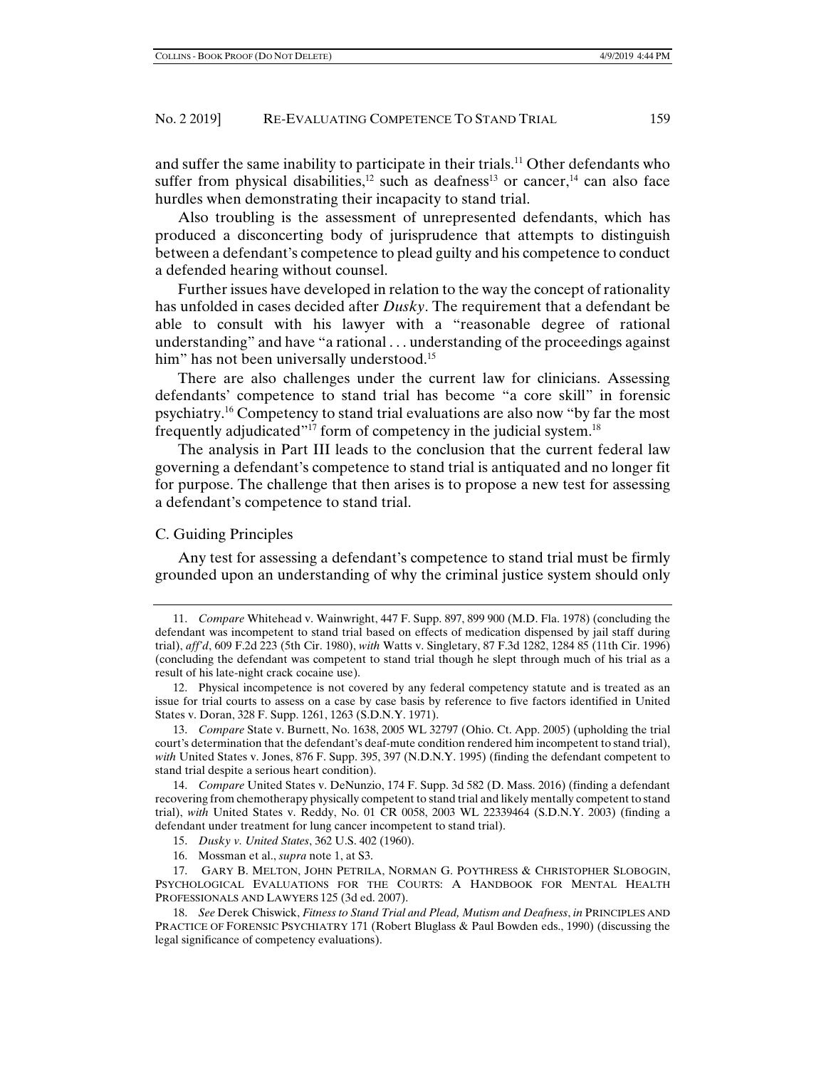and suffer the same inability to participate in their trials.[11] Other defendants who suffer from physical disabilities,[12] such as deafness[13] or cancer,[14] can also face hurdles when demonstrating their incapacity to stand trial.

Also troubling is the assessment of unrepresented defendants, which has produced a disconcerting body of jurisprudence that attempts to distinguish between a defendant's competence to plead guilty and his competence to conduct a defended hearing without counsel.

Further issues have developed in relation to the way the concept of rationality has unfolded in cases decided after *Dusky*. The requirement that a defendant be able to consult with his lawyer with a "reasonable degree of rational understanding" and have "a rational . . . understanding of the proceedings against him" has not been universally understood.[15]

There are also challenges under the current law for clinicians. Assessing defendants' competence to stand trial has become "a core skill" in forensic psychiatry.[16] Competency to stand trial evaluations are also now "by far the most frequently adjudicated"[17] form of competency in the judicial system.[18]

The analysis in Part III leads to the conclusion that the current federal law governing a defendant's competence to stand trial is antiquated and no longer fit for purpose. The challenge that then arises is to propose a new test for assessing a defendant's competence to stand trial.

### C. Guiding Principles

Any test for assessing a defendant's competence to stand trial must be firmly grounded upon an understanding of why the criminal justice system should only

---

11. *Compare* Whitehead v. Wainwright, 447 F. Supp. 897, 899 900 (M.D. Fla. 1978) (concluding the defendant was incompetent to stand trial based on effects of medication dispensed by jail staff during trial), *aff'd*, 609 F.2d 223 (5th Cir. 1980), *with* Watts v. Singletary, 87 F.3d 1282, 1284 85 (11th Cir. 1996) (concluding the defendant was competent to stand trial though he slept through much of his trial as a result of his late-night crack cocaine use).

12. Physical incompetence is not covered by any federal competency statute and is treated as an issue for trial courts to assess on a case by case basis by reference to five factors identified in United States v. Doran, 328 F. Supp. 1261, 1263 (S.D.N.Y. 1971).

13. *Compare* State v. Burnett, No. 1638, 2005 WL 32797 (Ohio. Ct. App. 2005) (upholding the trial court's determination that the defendant's deaf-mute condition rendered him incompetent to stand trial), *with* United States v. Jones, 876 F. Supp. 395, 397 (N.D.N.Y. 1995) (finding the defendant competent to stand trial despite a serious heart condition).

14. *Compare* United States v. DeNunzio, 174 F. Supp. 3d 582 (D. Mass. 2016) (finding a defendant recovering from chemotherapy physically competent to stand trial and likely mentally competent to stand trial), *with* United States v. Reddy, No. 01 CR 0058, 2003 WL 22339464 (S.D.N.Y. 2003) (finding a defendant under treatment for lung cancer incompetent to stand trial).

15. *Dusky v. United States*, 362 U.S. 402 (1960).

16. Mossman et al., *supra* note 1, at S3.

17. GARY B. MELTON, JOHN PETRILA, NORMAN G. POYTHRESS & CHRISTOPHER SLOBOGIN, PSYCHOLOGICAL EVALUATIONS FOR THE COURTS: A HANDBOOK FOR MENTAL HEALTH PROFESSIONALS AND LAWYERS 125 (3d ed. 2007).

18. *See* Derek Chiswick, *Fitness to Stand Trial and Plead, Mutism and Deafness*, *in* PRINCIPLES AND PRACTICE OF FORENSIC PSYCHIATRY 171 (Robert Bluglass & Paul Bowden eds., 1990) (discussing the legal significance of competency evaluations).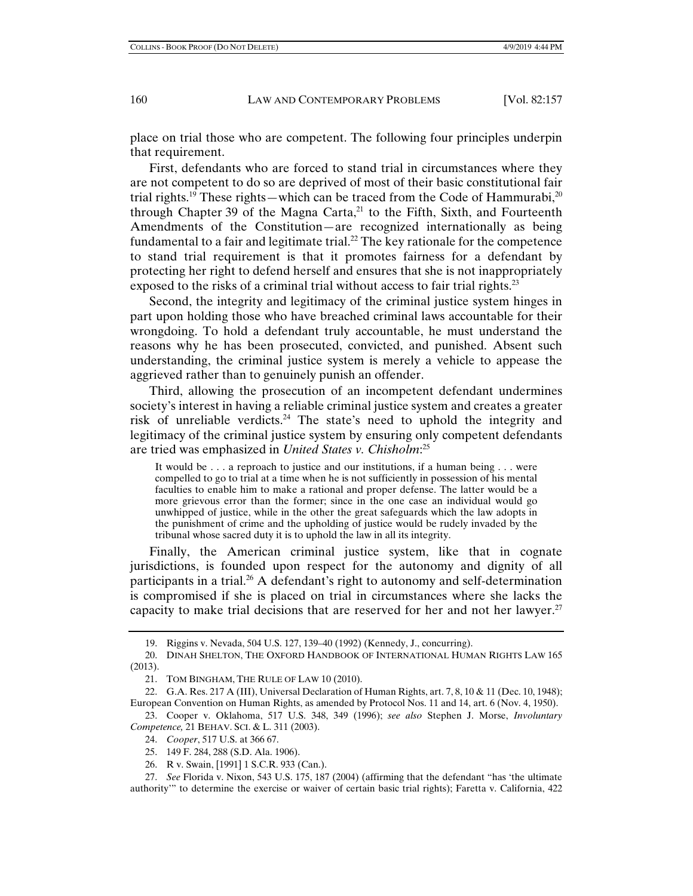place on trial those who are competent. The following four principles underpin that requirement.

First, defendants who are forced to stand trial in circumstances where they are not competent to do so are deprived of most of their basic constitutional fair trial rights.[19] These rights—which can be traced from the Code of Hammurabi,[20] through Chapter 39 of the Magna Carta,[21] to the Fifth, Sixth, and Fourteenth Amendments of the Constitution—are recognized internationally as being fundamental to a fair and legitimate trial.[22] The key rationale for the competence to stand trial requirement is that it promotes fairness for a defendant by protecting her right to defend herself and ensures that she is not inappropriately exposed to the risks of a criminal trial without access to fair trial rights.[23]

Second, the integrity and legitimacy of the criminal justice system hinges in part upon holding those who have breached criminal laws accountable for their wrongdoing. To hold a defendant truly accountable, he must understand the reasons why he has been prosecuted, convicted, and punished. Absent such understanding, the criminal justice system is merely a vehicle to appease the aggrieved rather than to genuinely punish an offender.

Third, allowing the prosecution of an incompetent defendant undermines society's interest in having a reliable criminal justice system and creates a greater risk of unreliable verdicts.[24] The state's need to uphold the integrity and legitimacy of the criminal justice system by ensuring only competent defendants are tried was emphasized in *United States v. Chisholm*:[25]

> It would be . . . a reproach to justice and our institutions, if a human being . . . were compelled to go to trial at a time when he is not sufficiently in possession of his mental faculties to enable him to make a rational and proper defense. The latter would be a more grievous error than the former; since in the one case an individual would go unwhipped of justice, while in the other the great safeguards which the law adopts in the punishment of crime and the upholding of justice would be rudely invaded by the tribunal whose sacred duty it is to uphold the law in all its integrity.

Finally, the American criminal justice system, like that in cognate jurisdictions, is founded upon respect for the autonomy and dignity of all participants in a trial.[26] A defendant's right to autonomy and self-determination is compromised if she is placed on trial in circumstances where she lacks the capacity to make trial decisions that are reserved for her and not her lawyer.[27]

---

19. Riggins v. Nevada, 504 U.S. 127, 139–40 (1992) (Kennedy, J., concurring).

20. DINAH SHELTON, THE OXFORD HANDBOOK OF INTERNATIONAL HUMAN RIGHTS LAW 165 (2013).

21. TOM BINGHAM, THE RULE OF LAW 10 (2010).

22. G.A. Res. 217 A (III), Universal Declaration of Human Rights, art. 7, 8, 10 & 11 (Dec. 10, 1948); European Convention on Human Rights, as amended by Protocol Nos. 11 and 14, art. 6 (Nov. 4, 1950).

23. Cooper v. Oklahoma, 517 U.S. 348, 349 (1996); *see also* Stephen J. Morse, *Involuntary Competence,* 21 BEHAV. SCI. & L. 311 (2003).

24. *Cooper*, 517 U.S. at 366 67.

25. 149 F. 284, 288 (S.D. Ala. 1906).

26. R v. Swain, [1991] 1 S.C.R. 933 (Can.).

27. *See* Florida v. Nixon, 543 U.S. 175, 187 (2004) (affirming that the defendant "has 'the ultimate authority'" to determine the exercise or waiver of certain basic trial rights); Faretta v. California, 422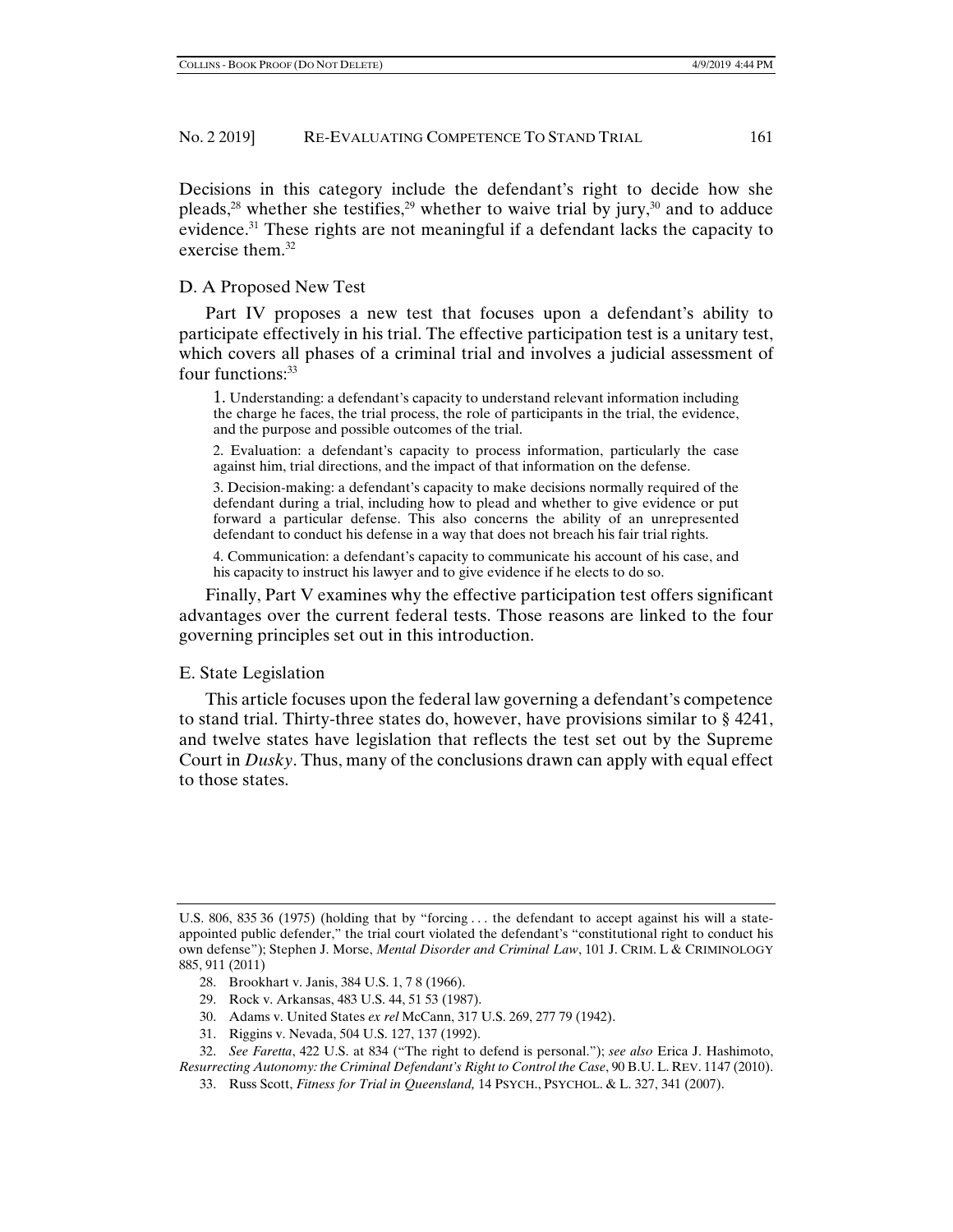Decisions in this category include the defendant's right to decide how she pleads,[28] whether she testifies,[29] whether to waive trial by jury,[30] and to adduce evidence.[31] These rights are not meaningful if a defendant lacks the capacity to exercise them.[32]

## D. A Proposed New Test

Part IV proposes a new test that focuses upon a defendant's ability to participate effectively in his trial. The effective participation test is a unitary test, which covers all phases of a criminal trial and involves a judicial assessment of four functions:[33]

> 1. Understanding: a defendant's capacity to understand relevant information including the charge he faces, the trial process, the role of participants in the trial, the evidence, and the purpose and possible outcomes of the trial.
>
> 2. Evaluation: a defendant's capacity to process information, particularly the case against him, trial directions, and the impact of that information on the defense.
>
> 3. Decision-making: a defendant's capacity to make decisions normally required of the defendant during a trial, including how to plead and whether to give evidence or put forward a particular defense. This also concerns the ability of an unrepresented defendant to conduct his defense in a way that does not breach his fair trial rights.
>
> 4. Communication: a defendant's capacity to communicate his account of his case, and his capacity to instruct his lawyer and to give evidence if he elects to do so.

Finally, Part V examines why the effective participation test offers significant advantages over the current federal tests. Those reasons are linked to the four governing principles set out in this introduction.

## E. State Legislation

This article focuses upon the federal law governing a defendant's competence to stand trial. Thirty-three states do, however, have provisions similar to § 4241, and twelve states have legislation that reflects the test set out by the Supreme Court in *Dusky*. Thus, many of the conclusions drawn can apply with equal effect to those states.

---

U.S. 806, 835 36 (1975) (holding that by "forcing . . . the defendant to accept against his will a state-appointed public defender," the trial court violated the defendant's "constitutional right to conduct his own defense"); Stephen J. Morse, *Mental Disorder and Criminal Law*, 101 J. CRIM. L & CRIMINOLOGY 885, 911 (2011)

28. Brookhart v. Janis, 384 U.S. 1, 7 8 (1966).

29. Rock v. Arkansas, 483 U.S. 44, 51 53 (1987).

30. Adams v. United States *ex rel* McCann, 317 U.S. 269, 277 79 (1942).

31. Riggins v. Nevada, 504 U.S. 127, 137 (1992).

32. *See Faretta*, 422 U.S. at 834 ("The right to defend is personal."); *see also* Erica J. Hashimoto, *Resurrecting Autonomy: the Criminal Defendant's Right to Control the Case*, 90 B.U. L. REV. 1147 (2010).

33. Russ Scott, *Fitness for Trial in Queensland,* 14 PSYCH., PSYCHOL. & L. 327, 341 (2007).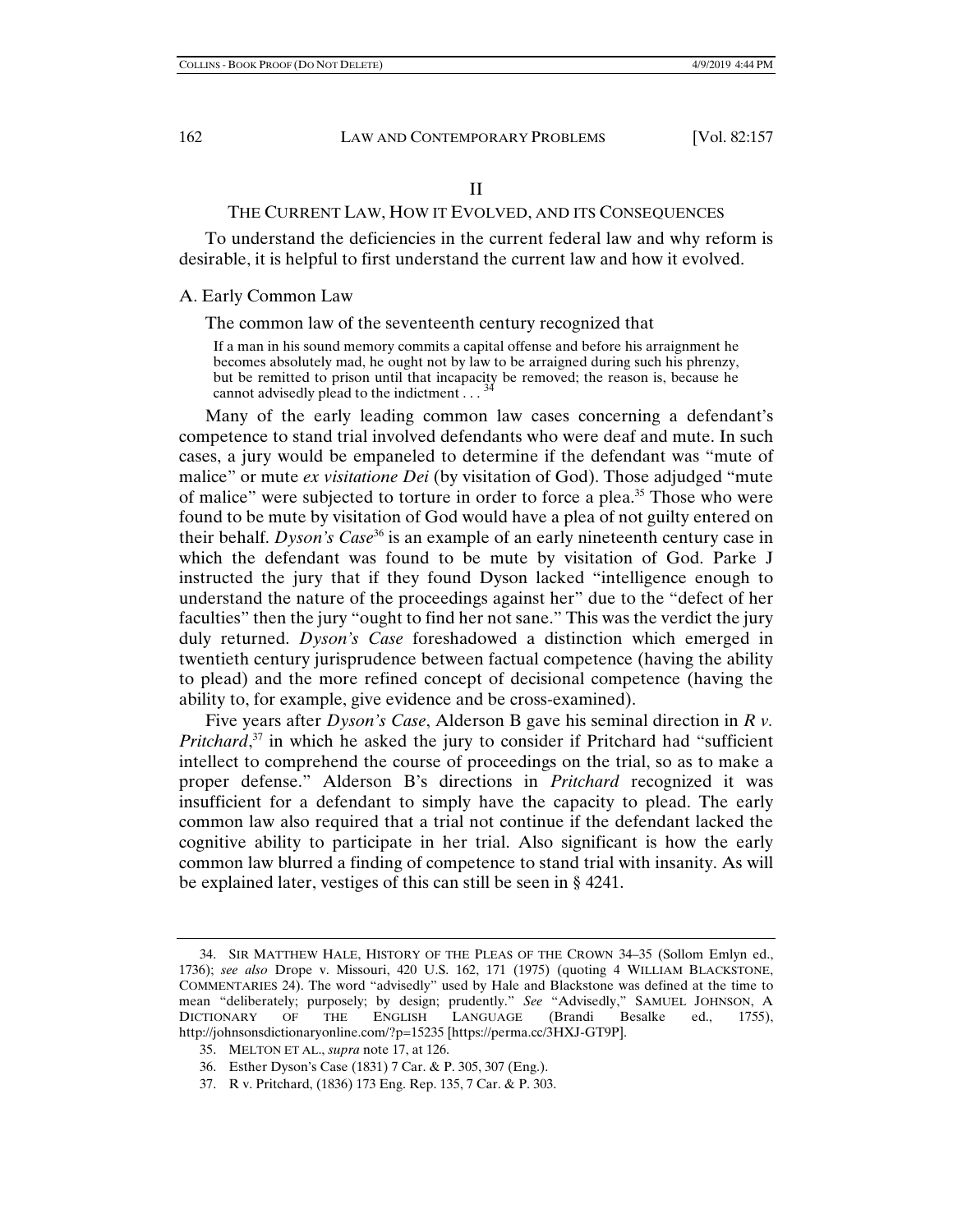## II

## THE CURRENT LAW, HOW IT EVOLVED, AND ITS CONSEQUENCES

To understand the deficiencies in the current federal law and why reform is desirable, it is helpful to first understand the current law and how it evolved.

### A. Early Common Law

The common law of the seventeenth century recognized that

> If a man in his sound memory commits a capital offense and before his arraignment he becomes absolutely mad, he ought not by law to be arraigned during such his phrenzy, but be remitted to prison until that incapacity be removed; the reason is, because he cannot advisedly plead to the indictment . . .[34]

Many of the early leading common law cases concerning a defendant's competence to stand trial involved defendants who were deaf and mute. In such cases, a jury would be empaneled to determine if the defendant was "mute of malice" or mute *ex visitatione Dei* (by visitation of God). Those adjudged "mute of malice" were subjected to torture in order to force a plea.[35] Those who were found to be mute by visitation of God would have a plea of not guilty entered on their behalf. *Dyson's Case*[36] is an example of an early nineteenth century case in which the defendant was found to be mute by visitation of God. Parke J instructed the jury that if they found Dyson lacked "intelligence enough to understand the nature of the proceedings against her" due to the "defect of her faculties" then the jury "ought to find her not sane." This was the verdict the jury duly returned. *Dyson's Case* foreshadowed a distinction which emerged in twentieth century jurisprudence between factual competence (having the ability to plead) and the more refined concept of decisional competence (having the ability to, for example, give evidence and be cross-examined).

Five years after *Dyson's Case*, Alderson B gave his seminal direction in *R v. Pritchard*,[37] in which he asked the jury to consider if Pritchard had "sufficient intellect to comprehend the course of proceedings on the trial, so as to make a proper defense." Alderson B's directions in *Pritchard* recognized it was insufficient for a defendant to simply have the capacity to plead. The early common law also required that a trial not continue if the defendant lacked the cognitive ability to participate in her trial. Also significant is how the early common law blurred a finding of competence to stand trial with insanity. As will be explained later, vestiges of this can still be seen in § 4241.

---

34. SIR MATTHEW HALE, HISTORY OF THE PLEAS OF THE CROWN 34–35 (Sollom Emlyn ed., 1736); *see also* Drope v. Missouri, 420 U.S. 162, 171 (1975) (quoting 4 WILLIAM BLACKSTONE, COMMENTARIES 24). The word "advisedly" used by Hale and Blackstone was defined at the time to mean "deliberately; purposely; by design; prudently." *See* "Advisedly," SAMUEL JOHNSON, A DICTIONARY OF THE ENGLISH LANGUAGE (Brandi Besalke ed., 1755), http://johnsonsdictionaryonline.com/?p=15235 [https://perma.cc/3HXJ-GT9P].

35. MELTON ET AL., *supra* note 17, at 126.

36. Esther Dyson's Case (1831) 7 Car. & P. 305, 307 (Eng.).

37. R v. Pritchard, (1836) 173 Eng. Rep. 135, 7 Car. & P. 303.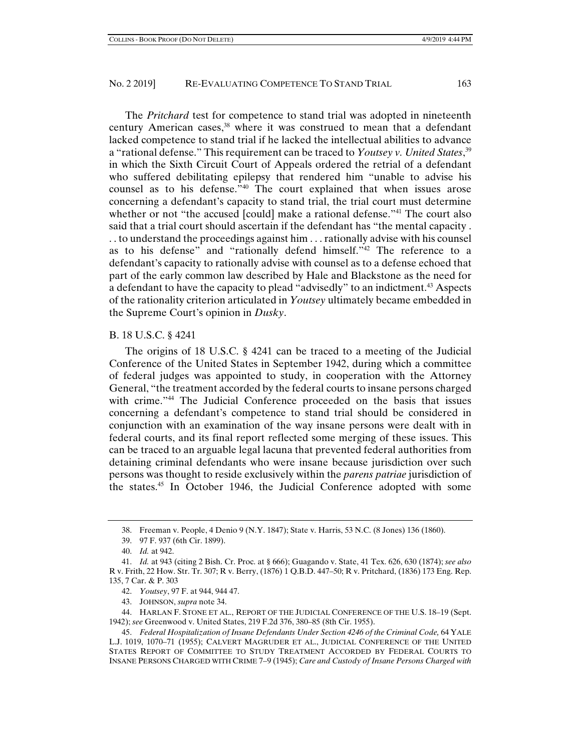The *Pritchard* test for competence to stand trial was adopted in nineteenth century American cases,[38] where it was construed to mean that a defendant lacked competence to stand trial if he lacked the intellectual abilities to advance a "rational defense." This requirement can be traced to *Youtsey v. United States*,[39] in which the Sixth Circuit Court of Appeals ordered the retrial of a defendant who suffered debilitating epilepsy that rendered him "unable to advise his counsel as to his defense."[40] The court explained that when issues arose concerning a defendant's capacity to stand trial, the trial court must determine whether or not "the accused [could] make a rational defense."[41] The court also said that a trial court should ascertain if the defendant has "the mental capacity . . . to understand the proceedings against him . . . rationally advise with his counsel as to his defense" and "rationally defend himself."[42] The reference to a defendant's capacity to rationally advise with counsel as to a defense echoed that part of the early common law described by Hale and Blackstone as the need for a defendant to have the capacity to plead "advisedly" to an indictment.[43] Aspects of the rationality criterion articulated in *Youtsey* ultimately became embedded in the Supreme Court's opinion in *Dusky*.

### B. 18 U.S.C. § 4241

The origins of 18 U.S.C. § 4241 can be traced to a meeting of the Judicial Conference of the United States in September 1942, during which a committee of federal judges was appointed to study, in cooperation with the Attorney General, "the treatment accorded by the federal courts to insane persons charged with crime."[44] The Judicial Conference proceeded on the basis that issues concerning a defendant's competence to stand trial should be considered in conjunction with an examination of the way insane persons were dealt with in federal courts, and its final report reflected some merging of these issues. This can be traced to an arguable legal lacuna that prevented federal authorities from detaining criminal defendants who were insane because jurisdiction over such persons was thought to reside exclusively within the *parens patriae* jurisdiction of the states.[45] In October 1946, the Judicial Conference adopted with some

---

38. Freeman v. People, 4 Denio 9 (N.Y. 1847); State v. Harris, 53 N.C. (8 Jones) 136 (1860).

39. 97 F. 937 (6th Cir. 1899).

40. *Id.* at 942.

41. *Id.* at 943 (citing 2 Bish. Cr. Proc. at § 666); Guagando v. State, 41 Tex. 626, 630 (1874); *see also* R v. Frith, 22 How. Str. Tr. 307; R v. Berry, (1876) 1 Q.B.D. 447–50; R v. Pritchard, (1836) 173 Eng. Rep. 135, 7 Car. & P. 303

42. *Youtsey*, 97 F. at 944, 944 47.

43. JOHNSON, *supra* note 34.

44. HARLAN F. STONE ET AL., REPORT OF THE JUDICIAL CONFERENCE OF THE U.S. 18–19 (Sept. 1942); *see* Greenwood v. United States, 219 F.2d 376, 380–85 (8th Cir. 1955).

45. *Federal Hospitalization of Insane Defendants Under Section 4246 of the Criminal Code,* 64 YALE L.J. 1019, 1070–71 (1955); CALVERT MAGRUDER ET AL., JUDICIAL CONFERENCE OF THE UNITED STATES REPORT OF COMMITTEE TO STUDY TREATMENT ACCORDED BY FEDERAL COURTS TO INSANE PERSONS CHARGED WITH CRIME 7–9 (1945); *Care and Custody of Insane Persons Charged with*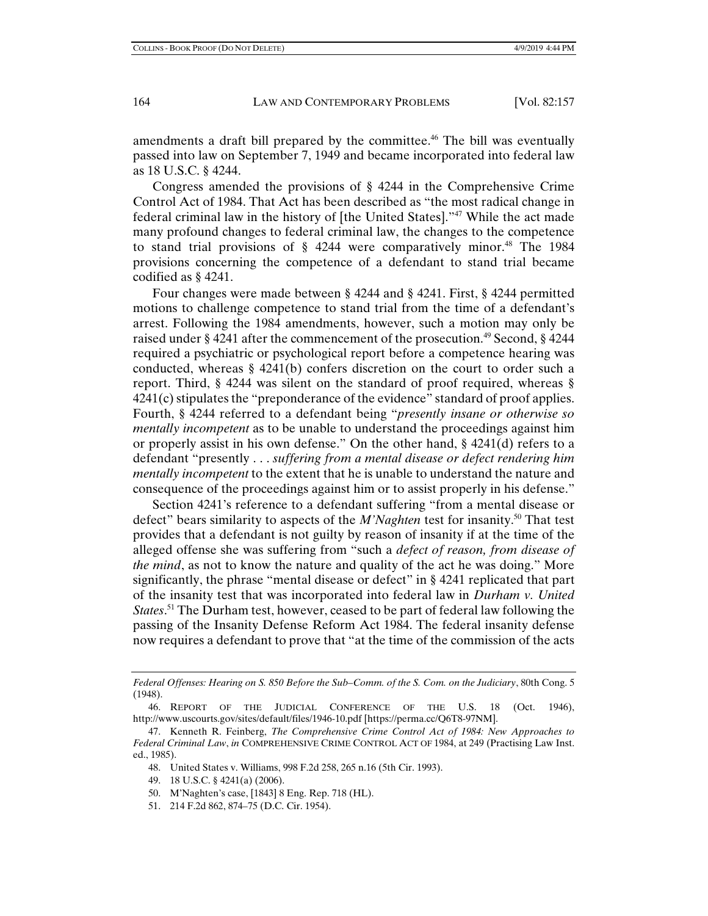amendments a draft bill prepared by the committee.[46] The bill was eventually passed into law on September 7, 1949 and became incorporated into federal law as 18 U.S.C. § 4244.

Congress amended the provisions of § 4244 in the Comprehensive Crime Control Act of 1984. That Act has been described as "the most radical change in federal criminal law in the history of [the United States]."[47] While the act made many profound changes to federal criminal law, the changes to the competence to stand trial provisions of § 4244 were comparatively minor.[48] The 1984 provisions concerning the competence of a defendant to stand trial became codified as § 4241.

Four changes were made between § 4244 and § 4241. First, § 4244 permitted motions to challenge competence to stand trial from the time of a defendant's arrest. Following the 1984 amendments, however, such a motion may only be raised under § 4241 after the commencement of the prosecution.[49] Second, § 4244 required a psychiatric or psychological report before a competence hearing was conducted, whereas § 4241(b) confers discretion on the court to order such a report. Third, § 4244 was silent on the standard of proof required, whereas § 4241(c) stipulates the "preponderance of the evidence" standard of proof applies. Fourth, § 4244 referred to a defendant being "*presently insane or otherwise so mentally incompetent* as to be unable to understand the proceedings against him or properly assist in his own defense." On the other hand, § 4241(d) refers to a defendant "presently . . . *suffering from a mental disease or defect rendering him mentally incompetent* to the extent that he is unable to understand the nature and consequence of the proceedings against him or to assist properly in his defense."

Section 4241's reference to a defendant suffering "from a mental disease or defect" bears similarity to aspects of the *M'Naghten* test for insanity.[50] That test provides that a defendant is not guilty by reason of insanity if at the time of the alleged offense she was suffering from "such a *defect of reason, from disease of the mind*, as not to know the nature and quality of the act he was doing." More significantly, the phrase "mental disease or defect" in § 4241 replicated that part of the insanity test that was incorporated into federal law in *Durham v. United States*.[51] The Durham test, however, ceased to be part of federal law following the passing of the Insanity Defense Reform Act 1984. The federal insanity defense now requires a defendant to prove that "at the time of the commission of the acts

---

*Federal Offenses: Hearing on S. 850 Before the Sub–Comm. of the S. Com. on the Judiciary*, 80th Cong. 5 (1948).

46. REPORT OF THE JUDICIAL CONFERENCE OF THE U.S. 18 (Oct. 1946), http://www.uscourts.gov/sites/default/files/1946-10.pdf [https://perma.cc/Q6T8-97NM].

47. Kenneth R. Feinberg, *The Comprehensive Crime Control Act of 1984: New Approaches to Federal Criminal Law*, *in* COMPREHENSIVE CRIME CONTROL ACT OF 1984, at 249 (Practising Law Inst. ed., 1985).

48. United States v. Williams, 998 F.2d 258, 265 n.16 (5th Cir. 1993).

49. 18 U.S.C. § 4241(a) (2006).

50. M'Naghten's case, [1843] 8 Eng. Rep. 718 (HL).

51. 214 F.2d 862, 874–75 (D.C. Cir. 1954).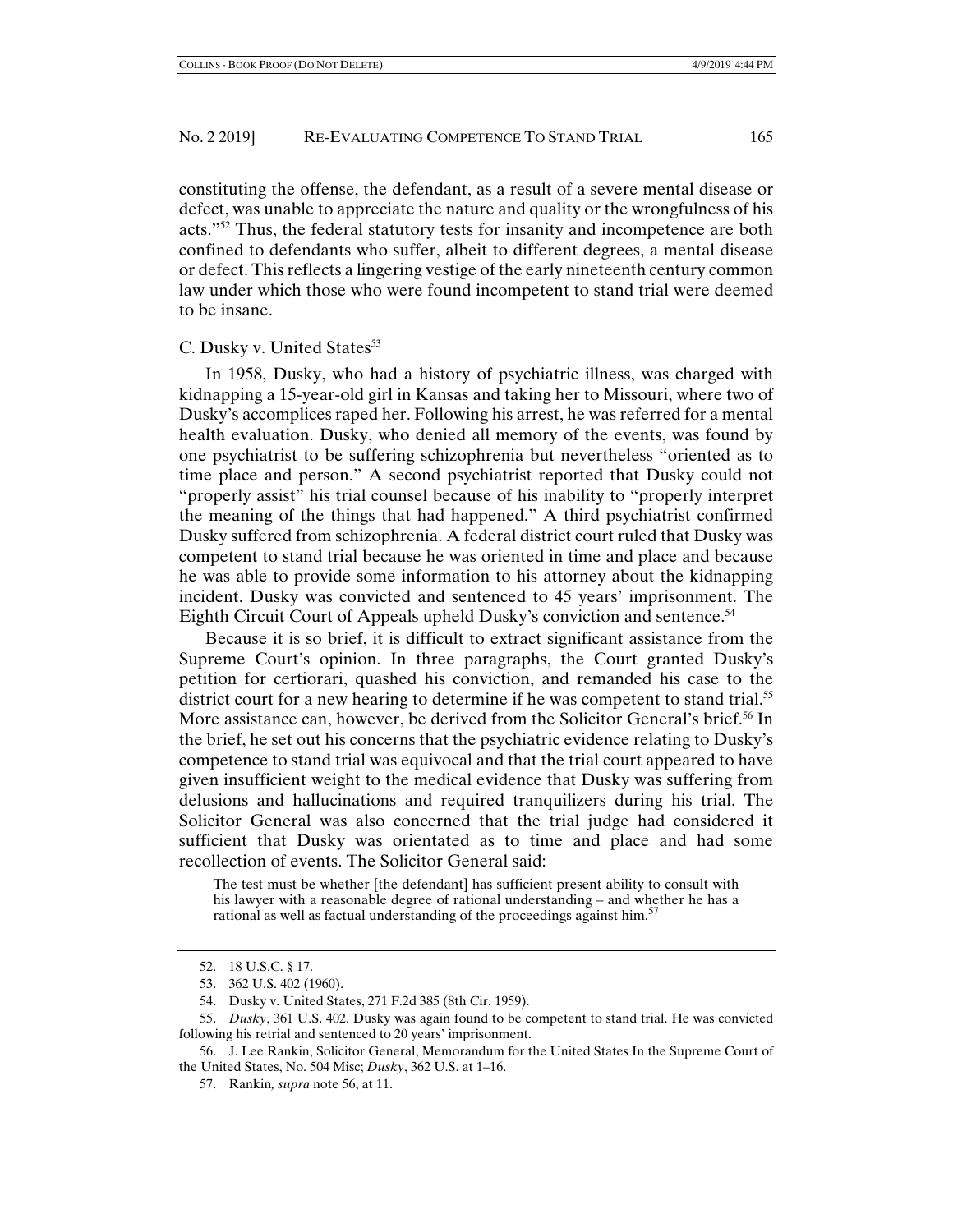constituting the offense, the defendant, as a result of a severe mental disease or defect, was unable to appreciate the nature and quality or the wrongfulness of his acts."[52] Thus, the federal statutory tests for insanity and incompetence are both confined to defendants who suffer, albeit to different degrees, a mental disease or defect. This reflects a lingering vestige of the early nineteenth century common law under which those who were found incompetent to stand trial were deemed to be insane.

### C. Dusky v. United States[53]

In 1958, Dusky, who had a history of psychiatric illness, was charged with kidnapping a 15-year-old girl in Kansas and taking her to Missouri, where two of Dusky's accomplices raped her. Following his arrest, he was referred for a mental health evaluation. Dusky, who denied all memory of the events, was found by one psychiatrist to be suffering schizophrenia but nevertheless "oriented as to time place and person." A second psychiatrist reported that Dusky could not "properly assist" his trial counsel because of his inability to "properly interpret the meaning of the things that had happened." A third psychiatrist confirmed Dusky suffered from schizophrenia. A federal district court ruled that Dusky was competent to stand trial because he was oriented in time and place and because he was able to provide some information to his attorney about the kidnapping incident. Dusky was convicted and sentenced to 45 years' imprisonment. The Eighth Circuit Court of Appeals upheld Dusky's conviction and sentence.[54]

Because it is so brief, it is difficult to extract significant assistance from the Supreme Court's opinion. In three paragraphs, the Court granted Dusky's petition for certiorari, quashed his conviction, and remanded his case to the district court for a new hearing to determine if he was competent to stand trial.[55] More assistance can, however, be derived from the Solicitor General's brief.[56] In the brief, he set out his concerns that the psychiatric evidence relating to Dusky's competence to stand trial was equivocal and that the trial court appeared to have given insufficient weight to the medical evidence that Dusky was suffering from delusions and hallucinations and required tranquilizers during his trial. The Solicitor General was also concerned that the trial judge had considered it sufficient that Dusky was orientated as to time and place and had some recollection of events. The Solicitor General said:

> The test must be whether [the defendant] has sufficient present ability to consult with his lawyer with a reasonable degree of rational understanding – and whether he has a rational as well as factual understanding of the proceedings against him.[57]

---

52. 18 U.S.C. § 17.

53. 362 U.S. 402 (1960).

54. Dusky v. United States, 271 F.2d 385 (8th Cir. 1959).

55. *Dusky*, 361 U.S. 402. Dusky was again found to be competent to stand trial. He was convicted following his retrial and sentenced to 20 years' imprisonment.

56. J. Lee Rankin, Solicitor General, Memorandum for the United States In the Supreme Court of the United States, No. 504 Misc; *Dusky*, 362 U.S. at 1–16.

57. Rankin*, supra* note 56, at 11.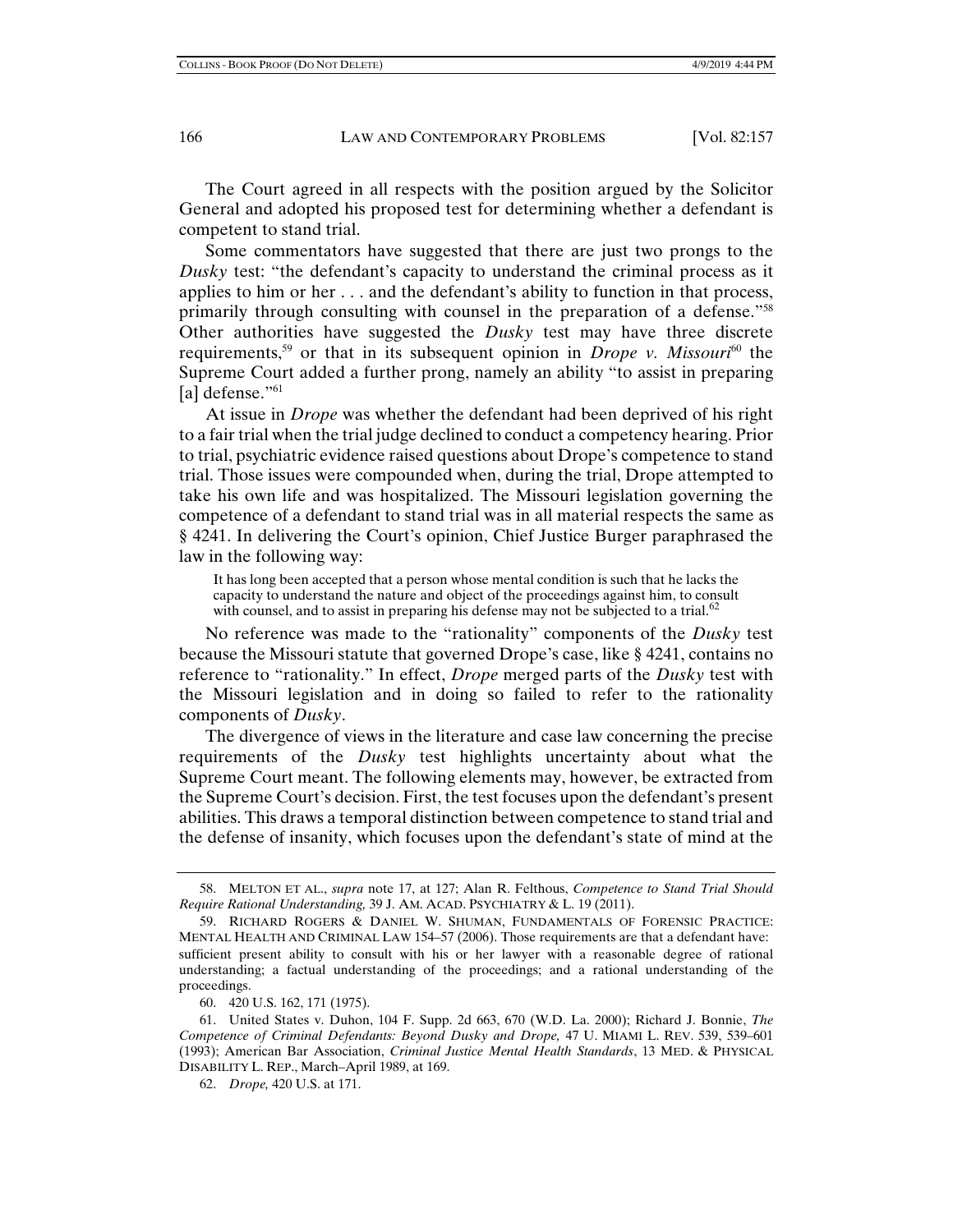The Court agreed in all respects with the position argued by the Solicitor General and adopted his proposed test for determining whether a defendant is competent to stand trial.

Some commentators have suggested that there are just two prongs to the *Dusky* test: "the defendant's capacity to understand the criminal process as it applies to him or her . . . and the defendant's ability to function in that process, primarily through consulting with counsel in the preparation of a defense."[58] Other authorities have suggested the *Dusky* test may have three discrete requirements,[59] or that in its subsequent opinion in *Drope v. Missouri*[60] the Supreme Court added a further prong, namely an ability "to assist in preparing [a] defense."[61]

At issue in *Drope* was whether the defendant had been deprived of his right to a fair trial when the trial judge declined to conduct a competency hearing. Prior to trial, psychiatric evidence raised questions about Drope's competence to stand trial. Those issues were compounded when, during the trial, Drope attempted to take his own life and was hospitalized. The Missouri legislation governing the competence of a defendant to stand trial was in all material respects the same as § 4241. In delivering the Court's opinion, Chief Justice Burger paraphrased the law in the following way:

> It has long been accepted that a person whose mental condition is such that he lacks the capacity to understand the nature and object of the proceedings against him, to consult with counsel, and to assist in preparing his defense may not be subjected to a trial.[62]

No reference was made to the "rationality" components of the *Dusky* test because the Missouri statute that governed Drope's case, like § 4241, contains no reference to "rationality." In effect, *Drope* merged parts of the *Dusky* test with the Missouri legislation and in doing so failed to refer to the rationality components of *Dusky*.

The divergence of views in the literature and case law concerning the precise requirements of the *Dusky* test highlights uncertainty about what the Supreme Court meant. The following elements may, however, be extracted from the Supreme Court's decision. First, the test focuses upon the defendant's present abilities. This draws a temporal distinction between competence to stand trial and the defense of insanity, which focuses upon the defendant's state of mind at the

---

58. MELTON ET AL., *supra* note 17, at 127; Alan R. Felthous, *Competence to Stand Trial Should Require Rational Understanding,* 39 J. AM. ACAD. PSYCHIATRY & L. 19 (2011).

59. RICHARD ROGERS & DANIEL W. SHUMAN, FUNDAMENTALS OF FORENSIC PRACTICE: MENTAL HEALTH AND CRIMINAL LAW 154–57 (2006). Those requirements are that a defendant have: sufficient present ability to consult with his or her lawyer with a reasonable degree of rational understanding; a factual understanding of the proceedings; and a rational understanding of the proceedings.

60. 420 U.S. 162, 171 (1975).

61. United States v. Duhon, 104 F. Supp. 2d 663, 670 (W.D. La. 2000); Richard J. Bonnie, *The Competence of Criminal Defendants: Beyond Dusky and Drope,* 47 U. MIAMI L. REV. 539, 539–601 (1993); American Bar Association, *Criminal Justice Mental Health Standards*, 13 MED. & PHYSICAL DISABILITY L. REP., March–April 1989, at 169.

62. *Drope,* 420 U.S. at 171.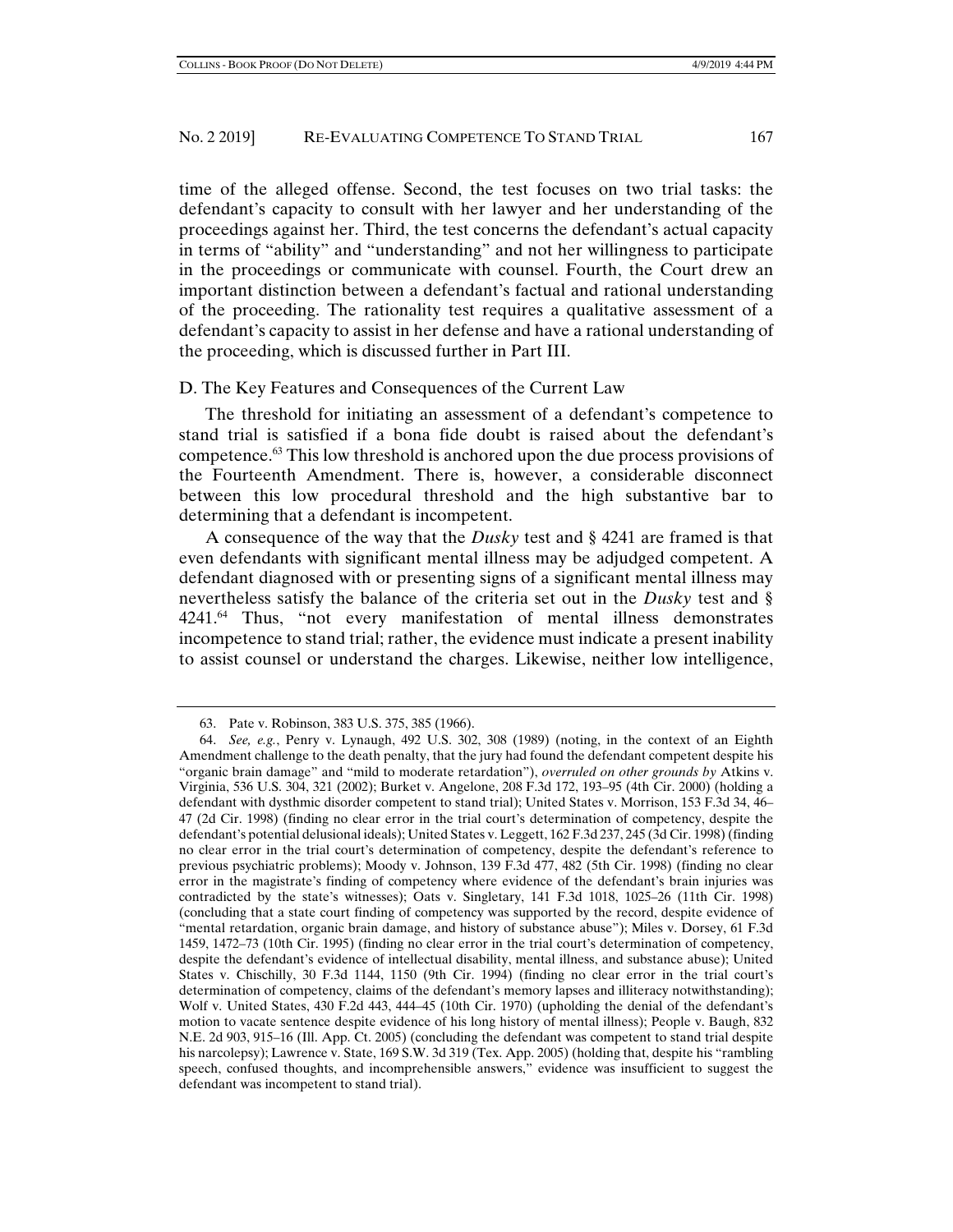time of the alleged offense. Second, the test focuses on two trial tasks: the defendant's capacity to consult with her lawyer and her understanding of the proceedings against her. Third, the test concerns the defendant's actual capacity in terms of "ability" and "understanding" and not her willingness to participate in the proceedings or communicate with counsel. Fourth, the Court drew an important distinction between a defendant's factual and rational understanding of the proceeding. The rationality test requires a qualitative assessment of a defendant's capacity to assist in her defense and have a rational understanding of the proceeding, which is discussed further in Part III.

### D. The Key Features and Consequences of the Current Law

The threshold for initiating an assessment of a defendant's competence to stand trial is satisfied if a bona fide doubt is raised about the defendant's competence.[63] This low threshold is anchored upon the due process provisions of the Fourteenth Amendment. There is, however, a considerable disconnect between this low procedural threshold and the high substantive bar to determining that a defendant is incompetent.

A consequence of the way that the *Dusky* test and § 4241 are framed is that even defendants with significant mental illness may be adjudged competent. A defendant diagnosed with or presenting signs of a significant mental illness may nevertheless satisfy the balance of the criteria set out in the *Dusky* test and § 4241.[64] Thus, "not every manifestation of mental illness demonstrates incompetence to stand trial; rather, the evidence must indicate a present inability to assist counsel or understand the charges. Likewise, neither low intelligence,

---

63. Pate v. Robinson, 383 U.S. 375, 385 (1966).

64. *See, e.g.*, Penry v. Lynaugh, 492 U.S. 302, 308 (1989) (noting, in the context of an Eighth Amendment challenge to the death penalty, that the jury had found the defendant competent despite his "organic brain damage" and "mild to moderate retardation"), *overruled on other grounds by* Atkins v. Virginia, 536 U.S. 304, 321 (2002); Burket v. Angelone, 208 F.3d 172, 193–95 (4th Cir. 2000) (holding a defendant with dysthmic disorder competent to stand trial); United States v. Morrison, 153 F.3d 34, 46–47 (2d Cir. 1998) (finding no clear error in the trial court's determination of competency, despite the defendant's potential delusional ideals); United States v. Leggett, 162 F.3d 237, 245 (3d Cir. 1998) (finding no clear error in the trial court's determination of competency, despite the defendant's reference to previous psychiatric problems); Moody v. Johnson, 139 F.3d 477, 482 (5th Cir. 1998) (finding no clear error in the magistrate's finding of competency where evidence of the defendant's brain injuries was contradicted by the state's witnesses); Oats v. Singletary, 141 F.3d 1018, 1025–26 (11th Cir. 1998) (concluding that a state court finding of competency was supported by the record, despite evidence of "mental retardation, organic brain damage, and history of substance abuse"); Miles v. Dorsey, 61 F.3d 1459, 1472–73 (10th Cir. 1995) (finding no clear error in the trial court's determination of competency, despite the defendant's evidence of intellectual disability, mental illness, and substance abuse); United States v. Chischilly, 30 F.3d 1144, 1150 (9th Cir. 1994) (finding no clear error in the trial court's determination of competency, claims of the defendant's memory lapses and illiteracy notwithstanding); Wolf v. United States, 430 F.2d 443, 444–45 (10th Cir. 1970) (upholding the denial of the defendant's motion to vacate sentence despite evidence of his long history of mental illness); People v. Baugh, 832 N.E. 2d 903, 915–16 (Ill. App. Ct. 2005) (concluding the defendant was competent to stand trial despite his narcolepsy); Lawrence v. State, 169 S.W. 3d 319 (Tex. App. 2005) (holding that, despite his "rambling speech, confused thoughts, and incomprehensible answers," evidence was insufficient to suggest the defendant was incompetent to stand trial).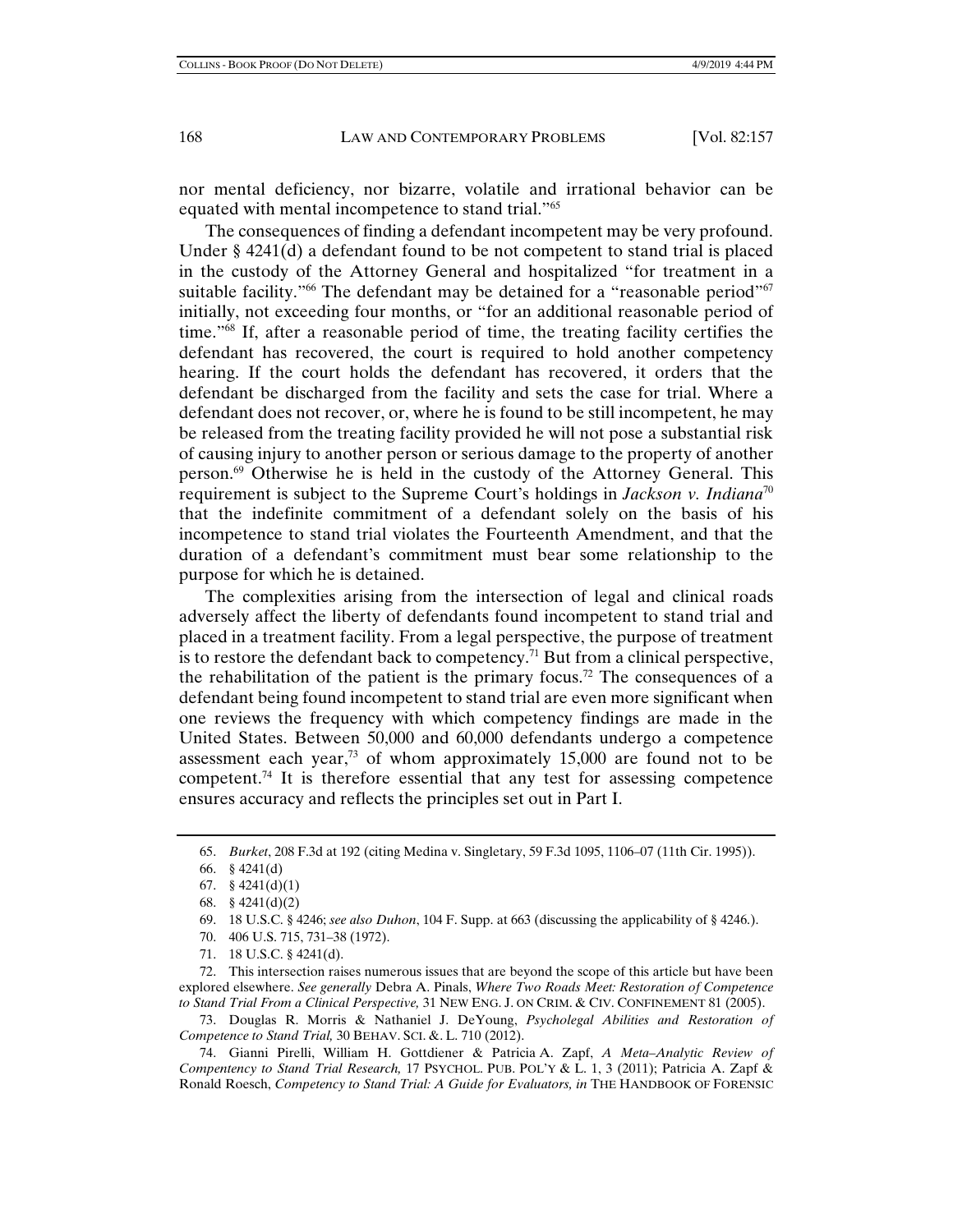nor mental deficiency, nor bizarre, volatile and irrational behavior can be equated with mental incompetence to stand trial."[65]

The consequences of finding a defendant incompetent may be very profound. Under § 4241(d) a defendant found to be not competent to stand trial is placed in the custody of the Attorney General and hospitalized "for treatment in a suitable facility."[66] The defendant may be detained for a "reasonable period"[67] initially, not exceeding four months, or "for an additional reasonable period of time."[68] If, after a reasonable period of time, the treating facility certifies the defendant has recovered, the court is required to hold another competency hearing. If the court holds the defendant has recovered, it orders that the defendant be discharged from the facility and sets the case for trial. Where a defendant does not recover, or, where he is found to be still incompetent, he may be released from the treating facility provided he will not pose a substantial risk of causing injury to another person or serious damage to the property of another person.[69] Otherwise he is held in the custody of the Attorney General. This requirement is subject to the Supreme Court's holdings in *Jackson v. Indiana*[70] that the indefinite commitment of a defendant solely on the basis of his incompetence to stand trial violates the Fourteenth Amendment, and that the duration of a defendant's commitment must bear some relationship to the purpose for which he is detained.

The complexities arising from the intersection of legal and clinical roads adversely affect the liberty of defendants found incompetent to stand trial and placed in a treatment facility. From a legal perspective, the purpose of treatment is to restore the defendant back to competency.[71] But from a clinical perspective, the rehabilitation of the patient is the primary focus.[72] The consequences of a defendant being found incompetent to stand trial are even more significant when one reviews the frequency with which competency findings are made in the United States. Between 50,000 and 60,000 defendants undergo a competence assessment each year,[73] of whom approximately 15,000 are found not to be competent.[74] It is therefore essential that any test for assessing competence ensures accuracy and reflects the principles set out in Part I.

---

65. *Burket*, 208 F.3d at 192 (citing Medina v. Singletary, 59 F.3d 1095, 1106–07 (11th Cir. 1995)).

66. § 4241(d)

67. § 4241(d)(1)

68. § 4241(d)(2)

69. 18 U.S.C. § 4246; *see also Duhon*, 104 F. Supp. at 663 (discussing the applicability of § 4246.).

70. 406 U.S. 715, 731–38 (1972).

71. 18 U.S.C. § 4241(d).

72. This intersection raises numerous issues that are beyond the scope of this article but have been explored elsewhere. *See generally* Debra A. Pinals, *Where Two Roads Meet: Restoration of Competence to Stand Trial From a Clinical Perspective,* 31 NEW ENG. J. ON CRIM. & CIV. CONFINEMENT 81 (2005).

73. Douglas R. Morris & Nathaniel J. DeYoung, *Psycholegal Abilities and Restoration of Competence to Stand Trial,* 30 BEHAV. SCI. &. L. 710 (2012).

74. Gianni Pirelli, William H. Gottdiener & Patricia A. Zapf, *A Meta–Analytic Review of Compentency to Stand Trial Research,* 17 PSYCHOL. PUB. POL'Y & L. 1, 3 (2011); Patricia A. Zapf & Ronald Roesch, *Competency to Stand Trial: A Guide for Evaluators, in* THE HANDBOOK OF FORENSIC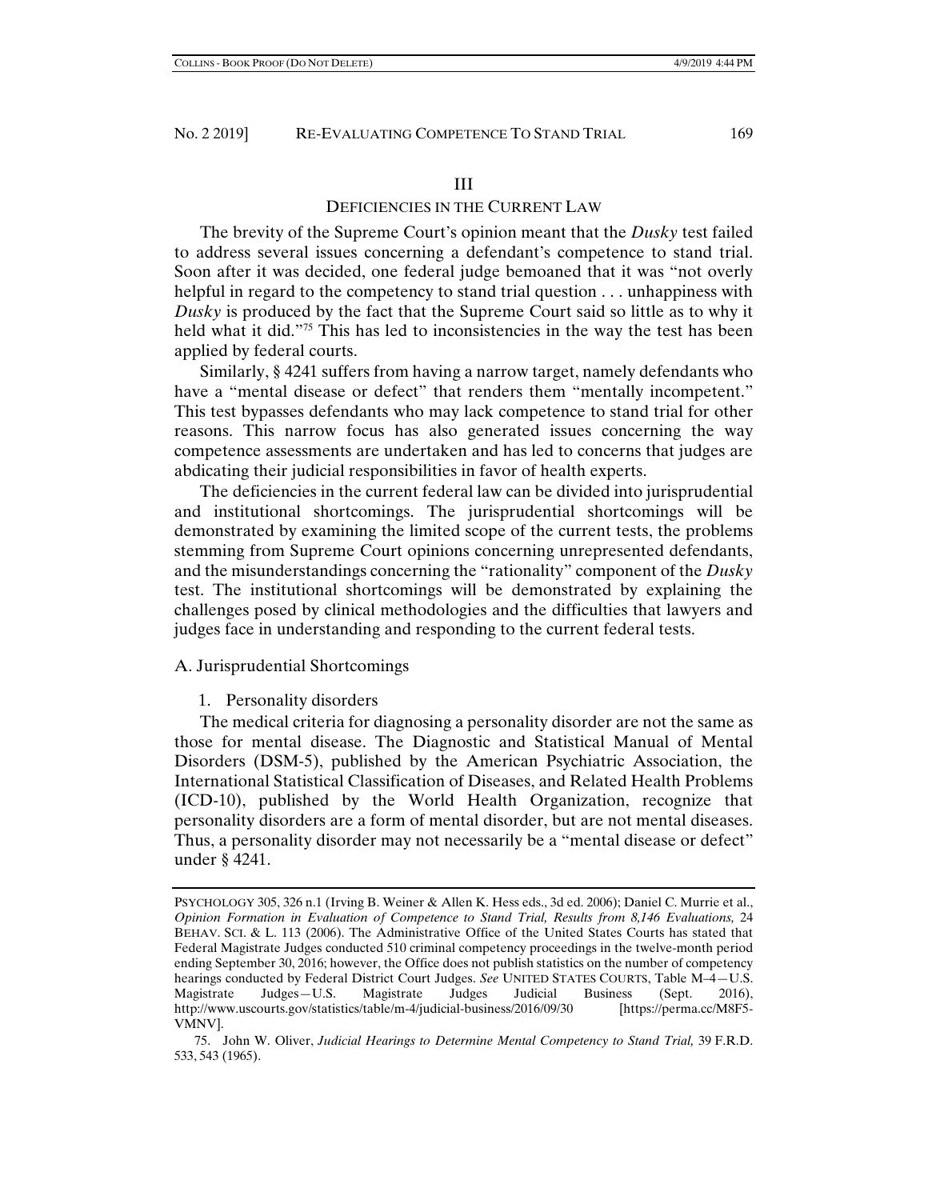## III

## DEFICIENCIES IN THE CURRENT LAW

The brevity of the Supreme Court's opinion meant that the *Dusky* test failed to address several issues concerning a defendant's competence to stand trial. Soon after it was decided, one federal judge bemoaned that it was "not overly helpful in regard to the competency to stand trial question . . . unhappiness with *Dusky* is produced by the fact that the Supreme Court said so little as to why it held what it did."[75] This has led to inconsistencies in the way the test has been applied by federal courts.

Similarly, § 4241 suffers from having a narrow target, namely defendants who have a "mental disease or defect" that renders them "mentally incompetent." This test bypasses defendants who may lack competence to stand trial for other reasons. This narrow focus has also generated issues concerning the way competence assessments are undertaken and has led to concerns that judges are abdicating their judicial responsibilities in favor of health experts.

The deficiencies in the current federal law can be divided into jurisprudential and institutional shortcomings. The jurisprudential shortcomings will be demonstrated by examining the limited scope of the current tests, the problems stemming from Supreme Court opinions concerning unrepresented defendants, and the misunderstandings concerning the "rationality" component of the *Dusky* test. The institutional shortcomings will be demonstrated by explaining the challenges posed by clinical methodologies and the difficulties that lawyers and judges face in understanding and responding to the current federal tests.

### A. Jurisprudential Shortcomings

#### 1. Personality disorders

The medical criteria for diagnosing a personality disorder are not the same as those for mental disease. The Diagnostic and Statistical Manual of Mental Disorders (DSM-5), published by the American Psychiatric Association, the International Statistical Classification of Diseases, and Related Health Problems (ICD-10), published by the World Health Organization, recognize that personality disorders are a form of mental disorder, but are not mental diseases. Thus, a personality disorder may not necessarily be a "mental disease or defect" under § 4241.

---

PSYCHOLOGY 305, 326 n.1 (Irving B. Weiner & Allen K. Hess eds., 3d ed. 2006); Daniel C. Murrie et al., *Opinion Formation in Evaluation of Competence to Stand Trial, Results from 8,146 Evaluations,* 24 BEHAV. SCI. & L. 113 (2006). The Administrative Office of the United States Courts has stated that Federal Magistrate Judges conducted 510 criminal competency proceedings in the twelve-month period ending September 30, 2016; however, the Office does not publish statistics on the number of competency hearings conducted by Federal District Court Judges. *See* UNITED STATES COURTS, Table M–4—U.S. Magistrate Judges—U.S. Magistrate Judges Judicial Business (Sept. 2016), http://www.uscourts.gov/statistics/table/m-4/judicial-business/2016/09/30 [https://perma.cc/M8F5-VMNV].

75. John W. Oliver, *Judicial Hearings to Determine Mental Competency to Stand Trial,* 39 F.R.D. 533, 543 (1965).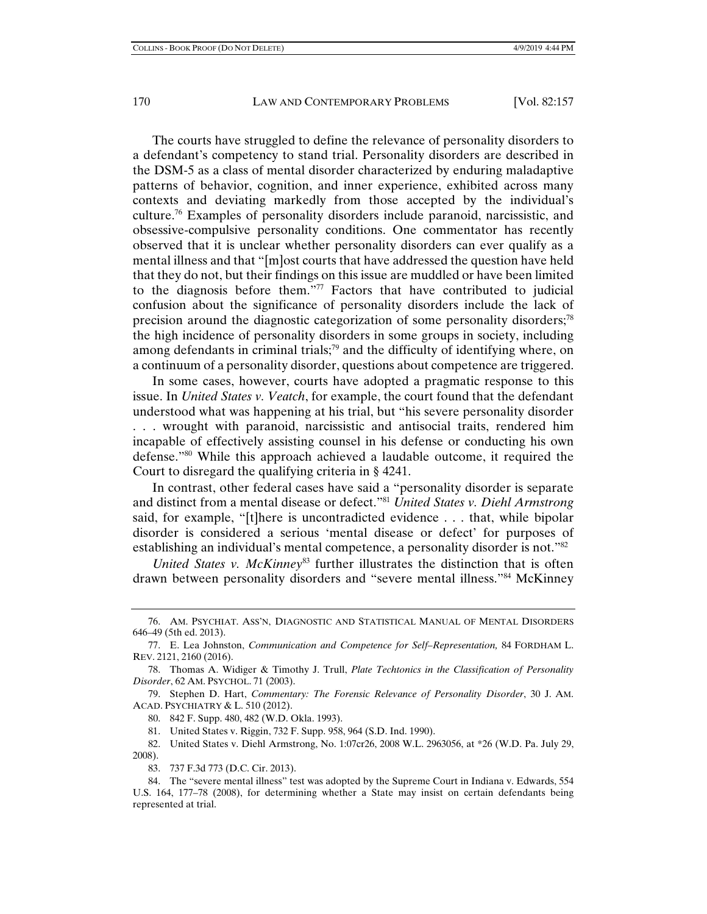The courts have struggled to define the relevance of personality disorders to a defendant's competency to stand trial. Personality disorders are described in the DSM-5 as a class of mental disorder characterized by enduring maladaptive patterns of behavior, cognition, and inner experience, exhibited across many contexts and deviating markedly from those accepted by the individual's culture.[76] Examples of personality disorders include paranoid, narcissistic, and obsessive-compulsive personality conditions. One commentator has recently observed that it is unclear whether personality disorders can ever qualify as a mental illness and that "[m]ost courts that have addressed the question have held that they do not, but their findings on this issue are muddled or have been limited to the diagnosis before them."[77] Factors that have contributed to judicial confusion about the significance of personality disorders include the lack of precision around the diagnostic categorization of some personality disorders;[78] the high incidence of personality disorders in some groups in society, including among defendants in criminal trials;[79] and the difficulty of identifying where, on a continuum of a personality disorder, questions about competence are triggered.

In some cases, however, courts have adopted a pragmatic response to this issue. In *United States v. Veatch*, for example, the court found that the defendant understood what was happening at his trial, but "his severe personality disorder . . . wrought with paranoid, narcissistic and antisocial traits, rendered him incapable of effectively assisting counsel in his defense or conducting his own defense."[80] While this approach achieved a laudable outcome, it required the Court to disregard the qualifying criteria in § 4241.

In contrast, other federal cases have said a "personality disorder is separate and distinct from a mental disease or defect."[81] *United States v. Diehl Armstrong* said, for example, "[t]here is uncontradicted evidence . . . that, while bipolar disorder is considered a serious 'mental disease or defect' for purposes of establishing an individual's mental competence, a personality disorder is not."[82]

*United States v. McKinney*[83] further illustrates the distinction that is often drawn between personality disorders and "severe mental illness."[84] McKinney

---

76. AM. PSYCHIAT. ASS'N, DIAGNOSTIC AND STATISTICAL MANUAL OF MENTAL DISORDERS 646–49 (5th ed. 2013).

77. E. Lea Johnston, *Communication and Competence for Self–Representation,* 84 FORDHAM L. REV. 2121, 2160 (2016).

78. Thomas A. Widiger & Timothy J. Trull, *Plate Techtonics in the Classification of Personality Disorder*, 62 AM. PSYCHOL. 71 (2003).

79. Stephen D. Hart, *Commentary: The Forensic Relevance of Personality Disorder*, 30 J. AM. ACAD. PSYCHIATRY & L. 510 (2012).

80. 842 F. Supp. 480, 482 (W.D. Okla. 1993).

81. United States v. Riggin, 732 F. Supp. 958, 964 (S.D. Ind. 1990).

82. United States v. Diehl Armstrong, No. 1:07cr26, 2008 W.L. 2963056, at *26 (W.D. Pa. July 29, 2008).

83. 737 F.3d 773 (D.C. Cir. 2013).

84. The "severe mental illness" test was adopted by the Supreme Court in Indiana v. Edwards, 554 U.S. 164, 177–78 (2008), for determining whether a State may insist on certain defendants being represented at trial.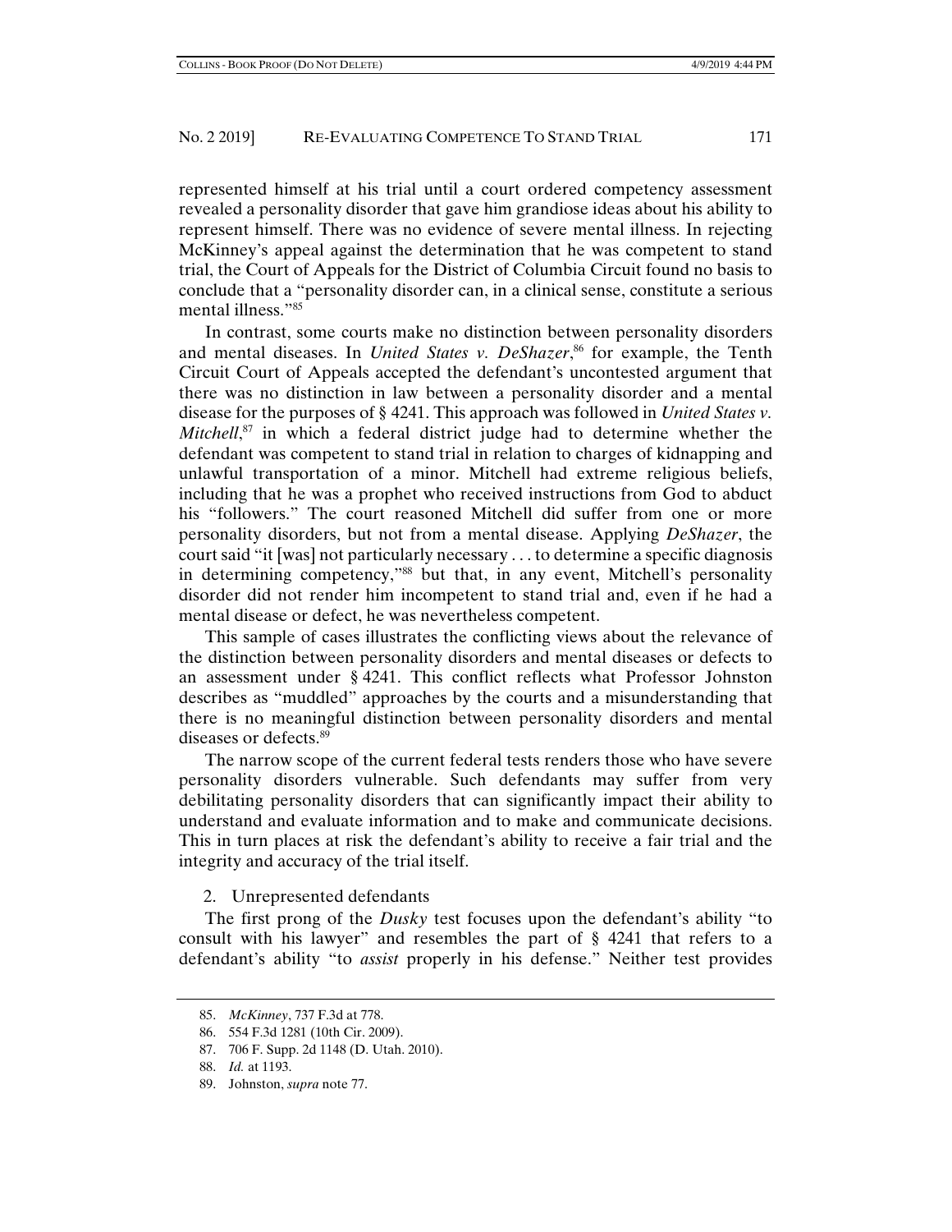represented himself at his trial until a court ordered competency assessment revealed a personality disorder that gave him grandiose ideas about his ability to represent himself. There was no evidence of severe mental illness. In rejecting McKinney's appeal against the determination that he was competent to stand trial, the Court of Appeals for the District of Columbia Circuit found no basis to conclude that a "personality disorder can, in a clinical sense, constitute a serious mental illness."[85]

In contrast, some courts make no distinction between personality disorders and mental diseases. In *United States v. DeShazer*,[86] for example, the Tenth Circuit Court of Appeals accepted the defendant's uncontested argument that there was no distinction in law between a personality disorder and a mental disease for the purposes of § 4241. This approach was followed in *United States v. Mitchell*,[87] in which a federal district judge had to determine whether the defendant was competent to stand trial in relation to charges of kidnapping and unlawful transportation of a minor. Mitchell had extreme religious beliefs, including that he was a prophet who received instructions from God to abduct his "followers." The court reasoned Mitchell did suffer from one or more personality disorders, but not from a mental disease. Applying *DeShazer*, the court said "it [was] not particularly necessary . . . to determine a specific diagnosis in determining competency,"[88] but that, in any event, Mitchell's personality disorder did not render him incompetent to stand trial and, even if he had a mental disease or defect, he was nevertheless competent.

This sample of cases illustrates the conflicting views about the relevance of the distinction between personality disorders and mental diseases or defects to an assessment under § 4241. This conflict reflects what Professor Johnston describes as "muddled" approaches by the courts and a misunderstanding that there is no meaningful distinction between personality disorders and mental diseases or defects.[89]

The narrow scope of the current federal tests renders those who have severe personality disorders vulnerable. Such defendants may suffer from very debilitating personality disorders that can significantly impact their ability to understand and evaluate information and to make and communicate decisions. This in turn places at risk the defendant's ability to receive a fair trial and the integrity and accuracy of the trial itself.

2. Unrepresented defendants

The first prong of the *Dusky* test focuses upon the defendant's ability "to consult with his lawyer" and resembles the part of § 4241 that refers to a defendant's ability "to *assist* properly in his defense." Neither test provides

85. *McKinney*, 737 F.3d at 778.

86. 554 F.3d 1281 (10th Cir. 2009).

87. 706 F. Supp. 2d 1148 (D. Utah. 2010).

88. *Id.* at 1193.

89. Johnston, *supra* note 77.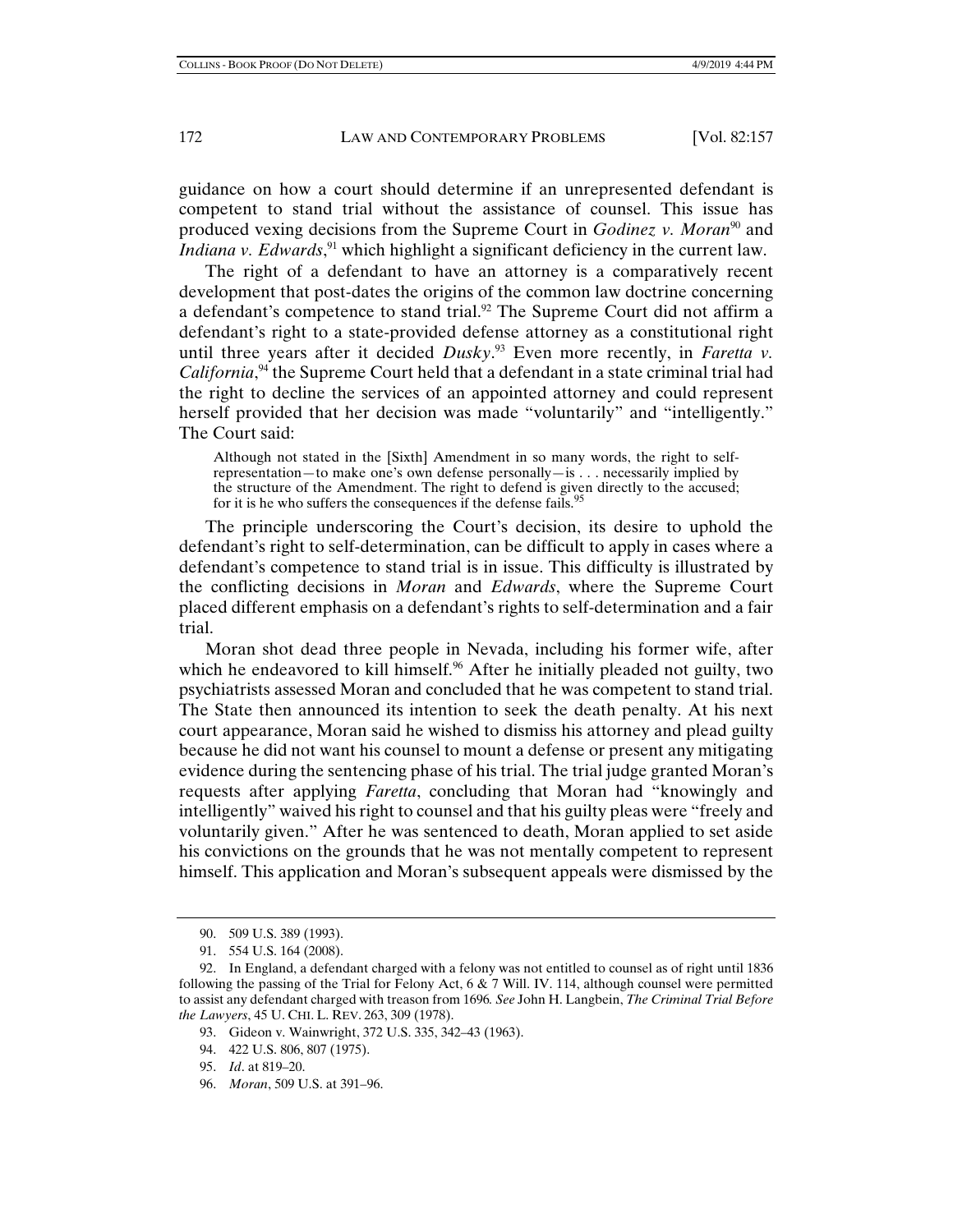guidance on how a court should determine if an unrepresented defendant is competent to stand trial without the assistance of counsel. This issue has produced vexing decisions from the Supreme Court in *Godinez v. Moran*[90] and *Indiana v. Edwards*,[91] which highlight a significant deficiency in the current law.

The right of a defendant to have an attorney is a comparatively recent development that post-dates the origins of the common law doctrine concerning a defendant's competence to stand trial.[92] The Supreme Court did not affirm a defendant's right to a state-provided defense attorney as a constitutional right until three years after it decided *Dusky*.[93] Even more recently, in *Faretta v. California*,[94] the Supreme Court held that a defendant in a state criminal trial had the right to decline the services of an appointed attorney and could represent herself provided that her decision was made "voluntarily" and "intelligently." The Court said:

> Although not stated in the [Sixth] Amendment in so many words, the right to self-representation—to make one's own defense personally—is . . . necessarily implied by the structure of the Amendment. The right to defend is given directly to the accused; for it is he who suffers the consequences if the defense fails.[95]

The principle underscoring the Court's decision, its desire to uphold the defendant's right to self-determination, can be difficult to apply in cases where a defendant's competence to stand trial is in issue. This difficulty is illustrated by the conflicting decisions in *Moran* and *Edwards*, where the Supreme Court placed different emphasis on a defendant's rights to self-determination and a fair trial.

Moran shot dead three people in Nevada, including his former wife, after which he endeavored to kill himself.[96] After he initially pleaded not guilty, two psychiatrists assessed Moran and concluded that he was competent to stand trial. The State then announced its intention to seek the death penalty. At his next court appearance, Moran said he wished to dismiss his attorney and plead guilty because he did not want his counsel to mount a defense or present any mitigating evidence during the sentencing phase of his trial. The trial judge granted Moran's requests after applying *Faretta*, concluding that Moran had "knowingly and intelligently" waived his right to counsel and that his guilty pleas were "freely and voluntarily given." After he was sentenced to death, Moran applied to set aside his convictions on the grounds that he was not mentally competent to represent himself. This application and Moran's subsequent appeals were dismissed by the

---

90. 509 U.S. 389 (1993).

91. 554 U.S. 164 (2008).

92. In England, a defendant charged with a felony was not entitled to counsel as of right until 1836 following the passing of the Trial for Felony Act, 6 & 7 Will. IV. 114, although counsel were permitted to assist any defendant charged with treason from 1696. *See* John H. Langbein, *The Criminal Trial Before the Lawyers*, 45 U. CHI. L. REV. 263, 309 (1978).

93. Gideon v. Wainwright, 372 U.S. 335, 342–43 (1963).

94. 422 U.S. 806, 807 (1975).

95. *Id*. at 819–20.

96. *Moran*, 509 U.S. at 391–96.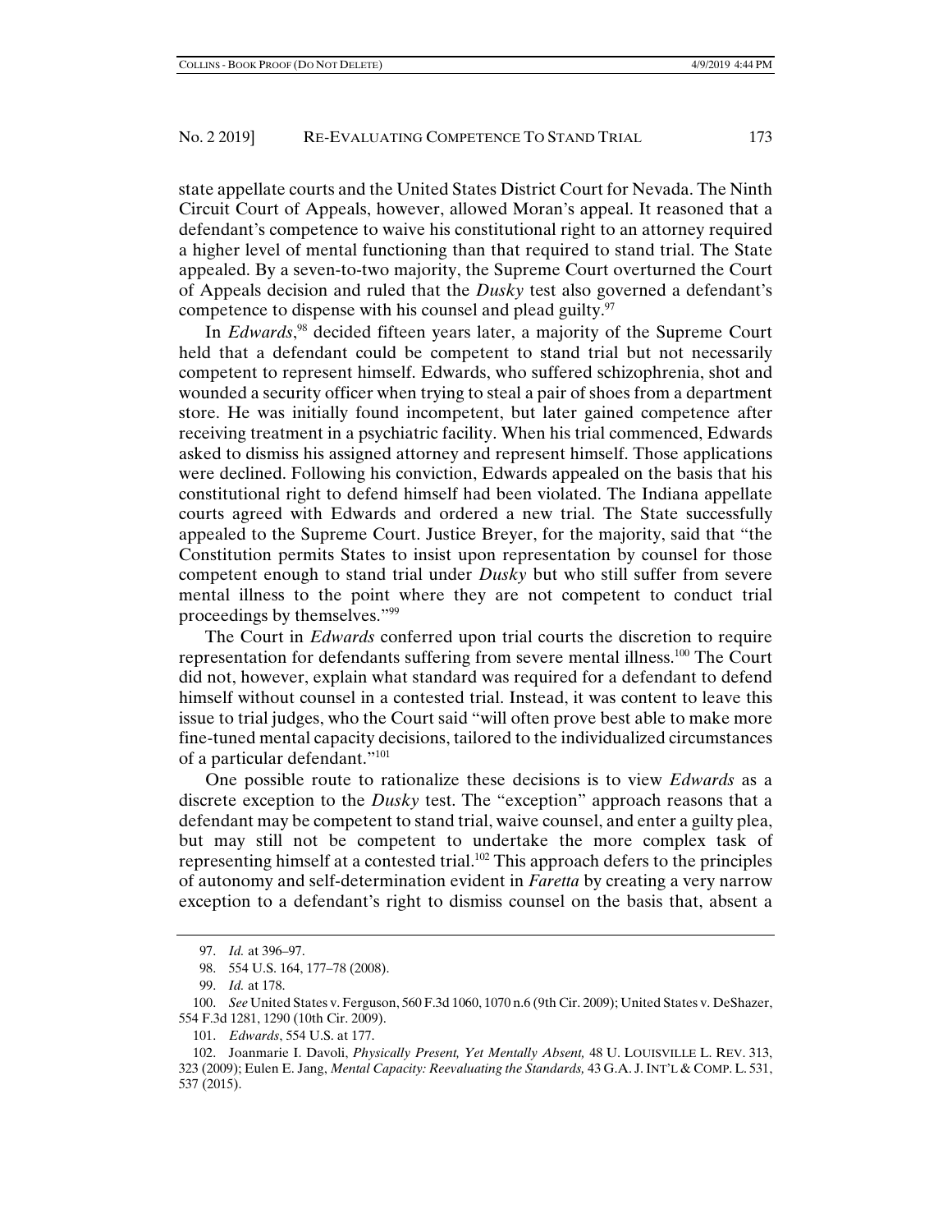state appellate courts and the United States District Court for Nevada. The Ninth Circuit Court of Appeals, however, allowed Moran's appeal. It reasoned that a defendant's competence to waive his constitutional right to an attorney required a higher level of mental functioning than that required to stand trial. The State appealed. By a seven-to-two majority, the Supreme Court overturned the Court of Appeals decision and ruled that the *Dusky* test also governed a defendant's competence to dispense with his counsel and plead guilty.[97]

In *Edwards*,[98] decided fifteen years later, a majority of the Supreme Court held that a defendant could be competent to stand trial but not necessarily competent to represent himself. Edwards, who suffered schizophrenia, shot and wounded a security officer when trying to steal a pair of shoes from a department store. He was initially found incompetent, but later gained competence after receiving treatment in a psychiatric facility. When his trial commenced, Edwards asked to dismiss his assigned attorney and represent himself. Those applications were declined. Following his conviction, Edwards appealed on the basis that his constitutional right to defend himself had been violated. The Indiana appellate courts agreed with Edwards and ordered a new trial. The State successfully appealed to the Supreme Court. Justice Breyer, for the majority, said that "the Constitution permits States to insist upon representation by counsel for those competent enough to stand trial under *Dusky* but who still suffer from severe mental illness to the point where they are not competent to conduct trial proceedings by themselves."[99]

The Court in *Edwards* conferred upon trial courts the discretion to require representation for defendants suffering from severe mental illness.[100] The Court did not, however, explain what standard was required for a defendant to defend himself without counsel in a contested trial. Instead, it was content to leave this issue to trial judges, who the Court said "will often prove best able to make more fine-tuned mental capacity decisions, tailored to the individualized circumstances of a particular defendant."[101]

One possible route to rationalize these decisions is to view *Edwards* as a discrete exception to the *Dusky* test. The "exception" approach reasons that a defendant may be competent to stand trial, waive counsel, and enter a guilty plea, but may still not be competent to undertake the more complex task of representing himself at a contested trial.[102] This approach defers to the principles of autonomy and self-determination evident in *Faretta* by creating a very narrow exception to a defendant's right to dismiss counsel on the basis that, absent a

---

97. *Id.* at 396–97.

98. 554 U.S. 164, 177–78 (2008).

99. *Id.* at 178.

100. *See* United States v. Ferguson, 560 F.3d 1060, 1070 n.6 (9th Cir. 2009); United States v. DeShazer, 554 F.3d 1281, 1290 (10th Cir. 2009).

101. *Edwards*, 554 U.S. at 177.

102. Joanmarie I. Davoli, *Physically Present, Yet Mentally Absent,* 48 U. LOUISVILLE L. REV. 313, 323 (2009); Eulen E. Jang, *Mental Capacity: Reevaluating the Standards,* 43 GA. J. INT'L & COMP. L. 531, 537 (2015).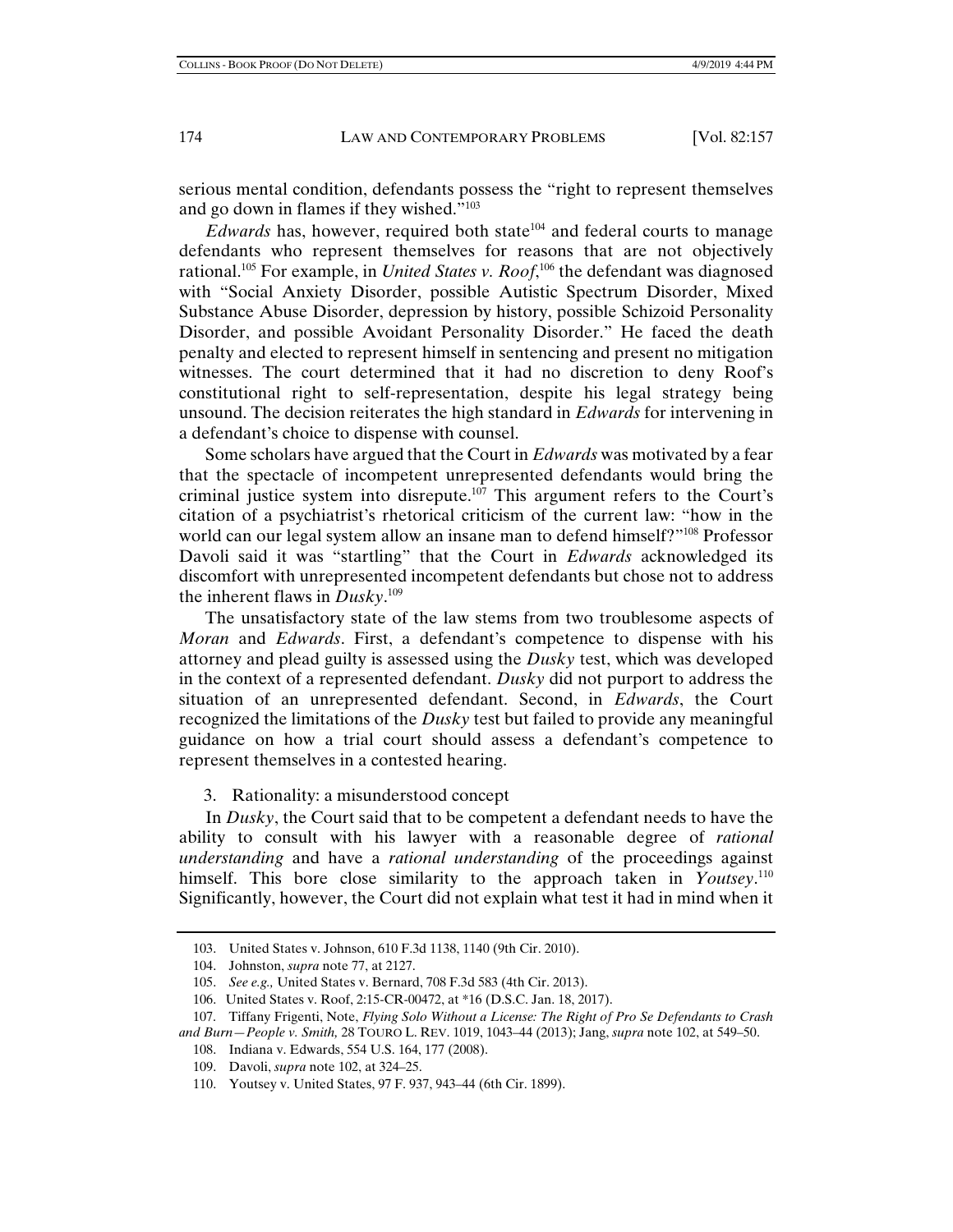serious mental condition, defendants possess the "right to represent themselves and go down in flames if they wished."[103]

*Edwards* has, however, required both state[104] and federal courts to manage defendants who represent themselves for reasons that are not objectively rational.[105] For example, in *United States v. Roof*,[106] the defendant was diagnosed with "Social Anxiety Disorder, possible Autistic Spectrum Disorder, Mixed Substance Abuse Disorder, depression by history, possible Schizoid Personality Disorder, and possible Avoidant Personality Disorder." He faced the death penalty and elected to represent himself in sentencing and present no mitigation witnesses. The court determined that it had no discretion to deny Roof's constitutional right to self-representation, despite his legal strategy being unsound. The decision reiterates the high standard in *Edwards* for intervening in a defendant's choice to dispense with counsel.

Some scholars have argued that the Court in *Edwards* was motivated by a fear that the spectacle of incompetent unrepresented defendants would bring the criminal justice system into disrepute.[107] This argument refers to the Court's citation of a psychiatrist's rhetorical criticism of the current law: "how in the world can our legal system allow an insane man to defend himself?"[108] Professor Davoli said it was "startling" that the Court in *Edwards* acknowledged its discomfort with unrepresented incompetent defendants but chose not to address the inherent flaws in *Dusky*.[109]

The unsatisfactory state of the law stems from two troublesome aspects of *Moran* and *Edwards*. First, a defendant's competence to dispense with his attorney and plead guilty is assessed using the *Dusky* test, which was developed in the context of a represented defendant. *Dusky* did not purport to address the situation of an unrepresented defendant. Second, in *Edwards*, the Court recognized the limitations of the *Dusky* test but failed to provide any meaningful guidance on how a trial court should assess a defendant's competence to represent themselves in a contested hearing.

3. Rationality: a misunderstood concept

In *Dusky*, the Court said that to be competent a defendant needs to have the ability to consult with his lawyer with a reasonable degree of *rational understanding* and have a *rational understanding* of the proceedings against himself. This bore close similarity to the approach taken in *Youtsey*.[110] Significantly, however, the Court did not explain what test it had in mind when it

---

103. United States v. Johnson, 610 F.3d 1138, 1140 (9th Cir. 2010).

104. Johnston, *supra* note 77, at 2127.

105. *See e.g.,* United States v. Bernard, 708 F.3d 583 (4th Cir. 2013).

106. United States v. Roof, 2:15-CR-00472, at *16 (D.S.C. Jan. 18, 2017).

107. Tiffany Frigenti, Note, *Flying Solo Without a License: The Right of Pro Se Defendants to Crash and Burn—People v. Smith,* 28 TOURO L. REV. 1019, 1043–44 (2013); Jang, *supra* note 102, at 549–50.

108. Indiana v. Edwards, 554 U.S. 164, 177 (2008).

109. Davoli, *supra* note 102, at 324–25.

110. Youtsey v. United States, 97 F. 937, 943–44 (6th Cir. 1899).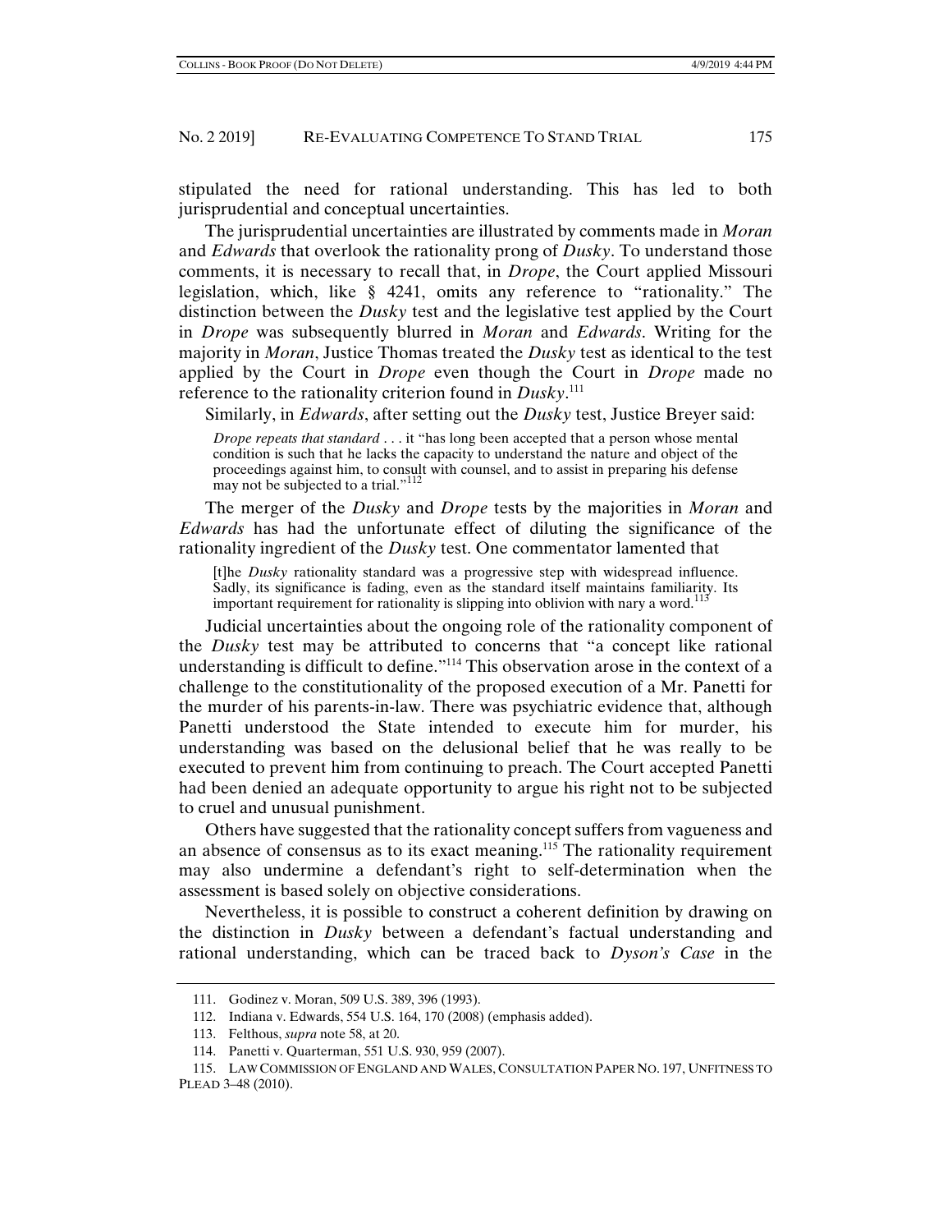stipulated the need for rational understanding. This has led to both jurisprudential and conceptual uncertainties.

The jurisprudential uncertainties are illustrated by comments made in *Moran* and *Edwards* that overlook the rationality prong of *Dusky*. To understand those comments, it is necessary to recall that, in *Drope*, the Court applied Missouri legislation, which, like § 4241, omits any reference to "rationality." The distinction between the *Dusky* test and the legislative test applied by the Court in *Drope* was subsequently blurred in *Moran* and *Edwards*. Writing for the majority in *Moran*, Justice Thomas treated the *Dusky* test as identical to the test applied by the Court in *Drope* even though the Court in *Drope* made no reference to the rationality criterion found in *Dusky*.[111]

Similarly, in *Edwards*, after setting out the *Dusky* test, Justice Breyer said:

> *Drope repeats that standard* . . . it "has long been accepted that a person whose mental condition is such that he lacks the capacity to understand the nature and object of the proceedings against him, to consult with counsel, and to assist in preparing his defense may not be subjected to a trial."[112]

The merger of the *Dusky* and *Drope* tests by the majorities in *Moran* and *Edwards* has had the unfortunate effect of diluting the significance of the rationality ingredient of the *Dusky* test. One commentator lamented that

> [t]he *Dusky* rationality standard was a progressive step with widespread influence. Sadly, its significance is fading, even as the standard itself maintains familiarity. Its important requirement for rationality is slipping into oblivion with nary a word.[113]

Judicial uncertainties about the ongoing role of the rationality component of the *Dusky* test may be attributed to concerns that "a concept like rational understanding is difficult to define."[114] This observation arose in the context of a challenge to the constitutionality of the proposed execution of a Mr. Panetti for the murder of his parents-in-law. There was psychiatric evidence that, although Panetti understood the State intended to execute him for murder, his understanding was based on the delusional belief that he was really to be executed to prevent him from continuing to preach. The Court accepted Panetti had been denied an adequate opportunity to argue his right not to be subjected to cruel and unusual punishment.

Others have suggested that the rationality concept suffers from vagueness and an absence of consensus as to its exact meaning.[115] The rationality requirement may also undermine a defendant's right to self-determination when the assessment is based solely on objective considerations.

Nevertheless, it is possible to construct a coherent definition by drawing on the distinction in *Dusky* between a defendant's factual understanding and rational understanding, which can be traced back to *Dyson's Case* in the

---

111. Godinez v. Moran, 509 U.S. 389, 396 (1993).

112. Indiana v. Edwards, 554 U.S. 164, 170 (2008) (emphasis added).

113. Felthous, *supra* note 58, at 20.

114. Panetti v. Quarterman, 551 U.S. 930, 959 (2007).

115. LAW COMMISSION OF ENGLAND AND WALES, CONSULTATION PAPER NO. 197, UNFITNESS TO PLEAD 3–48 (2010).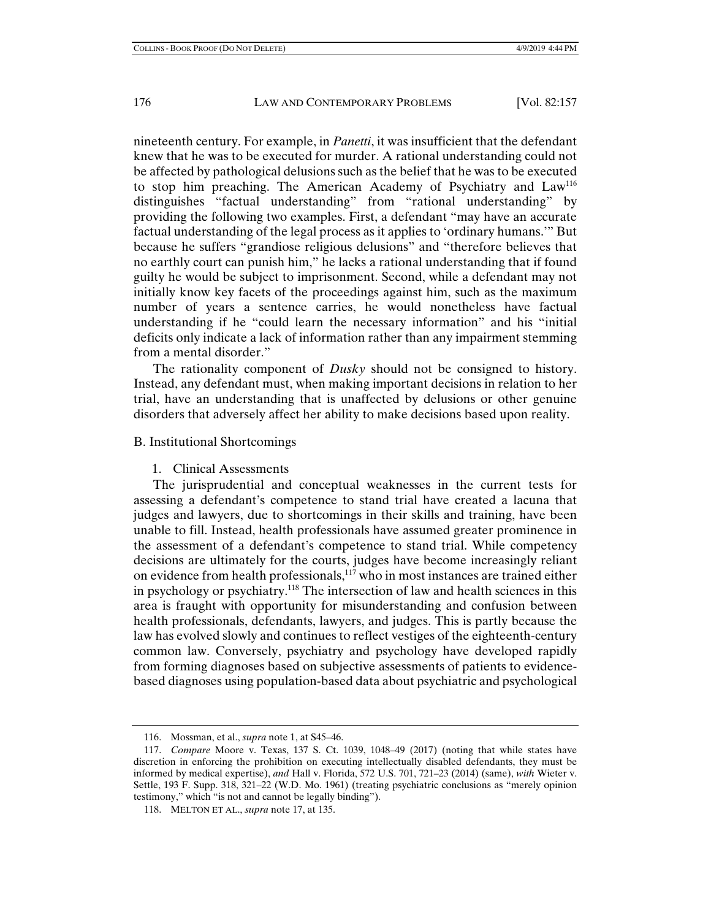nineteenth century. For example, in *Panetti*, it was insufficient that the defendant knew that he was to be executed for murder. A rational understanding could not be affected by pathological delusions such as the belief that he was to be executed to stop him preaching. The American Academy of Psychiatry and Law[116] distinguishes "factual understanding" from "rational understanding" by providing the following two examples. First, a defendant "may have an accurate factual understanding of the legal process as it applies to 'ordinary humans.'" But because he suffers "grandiose religious delusions" and "therefore believes that no earthly court can punish him," he lacks a rational understanding that if found guilty he would be subject to imprisonment. Second, while a defendant may not initially know key facets of the proceedings against him, such as the maximum number of years a sentence carries, he would nonetheless have factual understanding if he "could learn the necessary information" and his "initial deficits only indicate a lack of information rather than any impairment stemming from a mental disorder."

The rationality component of *Dusky* should not be consigned to history. Instead, any defendant must, when making important decisions in relation to her trial, have an understanding that is unaffected by delusions or other genuine disorders that adversely affect her ability to make decisions based upon reality.

## B. Institutional Shortcomings

### 1. Clinical Assessments

The jurisprudential and conceptual weaknesses in the current tests for assessing a defendant's competence to stand trial have created a lacuna that judges and lawyers, due to shortcomings in their skills and training, have been unable to fill. Instead, health professionals have assumed greater prominence in the assessment of a defendant's competence to stand trial. While competency decisions are ultimately for the courts, judges have become increasingly reliant on evidence from health professionals,[117] who in most instances are trained either in psychology or psychiatry.[118] The intersection of law and health sciences in this area is fraught with opportunity for misunderstanding and confusion between health professionals, defendants, lawyers, and judges. This is partly because the law has evolved slowly and continues to reflect vestiges of the eighteenth-century common law. Conversely, psychiatry and psychology have developed rapidly from forming diagnoses based on subjective assessments of patients to evidence-based diagnoses using population-based data about psychiatric and psychological

---

116. Mossman, et al., *supra* note 1, at S45–46.

117. *Compare* Moore v. Texas, 137 S. Ct. 1039, 1048–49 (2017) (noting that while states have discretion in enforcing the prohibition on executing intellectually disabled defendants, they must be informed by medical expertise), *and* Hall v. Florida, 572 U.S. 701, 721–23 (2014) (same), *with* Wieter v. Settle, 193 F. Supp. 318, 321–22 (W.D. Mo. 1961) (treating psychiatric conclusions as "merely opinion testimony," which "is not and cannot be legally binding").

118. MELTON ET AL., *supra* note 17, at 135.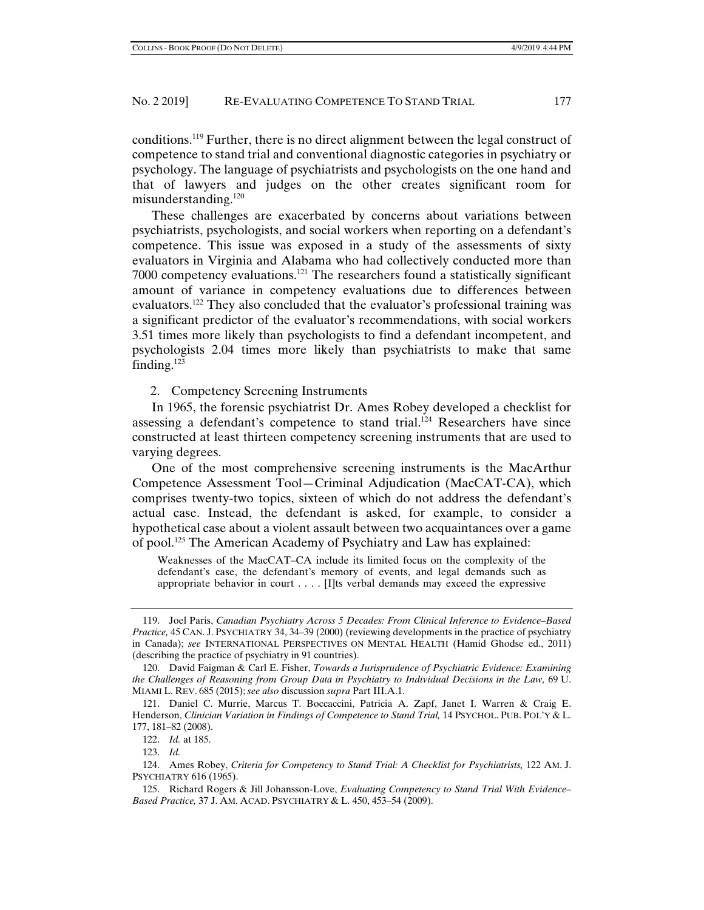conditions.[119] Further, there is no direct alignment between the legal construct of competence to stand trial and conventional diagnostic categories in psychiatry or psychology. The language of psychiatrists and psychologists on the one hand and that of lawyers and judges on the other creates significant room for misunderstanding.[120]

These challenges are exacerbated by concerns about variations between psychiatrists, psychologists, and social workers when reporting on a defendant's competence. This issue was exposed in a study of the assessments of sixty evaluators in Virginia and Alabama who had collectively conducted more than 7000 competency evaluations.[121] The researchers found a statistically significant amount of variance in competency evaluations due to differences between evaluators.[122] They also concluded that the evaluator's professional training was a significant predictor of the evaluator's recommendations, with social workers 3.51 times more likely than psychologists to find a defendant incompetent, and psychologists 2.04 times more likely than psychiatrists to make that same finding.[123]

### 2. Competency Screening Instruments

In 1965, the forensic psychiatrist Dr. Ames Robey developed a checklist for assessing a defendant's competence to stand trial.[124] Researchers have since constructed at least thirteen competency screening instruments that are used to varying degrees.

One of the most comprehensive screening instruments is the MacArthur Competence Assessment Tool—Criminal Adjudication (MacCAT-CA), which comprises twenty-two topics, sixteen of which do not address the defendant's actual case. Instead, the defendant is asked, for example, to consider a hypothetical case about a violent assault between two acquaintances over a game of pool.[125] The American Academy of Psychiatry and Law has explained:

> Weaknesses of the MacCAT–CA include its limited focus on the complexity of the defendant's case, the defendant's memory of events, and legal demands such as appropriate behavior in court . . . . [I]ts verbal demands may exceed the expressive

---

119. Joel Paris, *Canadian Psychiatry Across 5 Decades: From Clinical Inference to Evidence–Based Practice,* 45 CAN. J. PSYCHIATRY 34, 34–39 (2000) (reviewing developments in the practice of psychiatry in Canada); *see* INTERNATIONAL PERSPECTIVES ON MENTAL HEALTH (Hamid Ghodse ed., 2011) (describing the practice of psychiatry in 91 countries).

120. David Faigman & Carl E. Fisher, *Towards a Jurisprudence of Psychiatric Evidence: Examining the Challenges of Reasoning from Group Data in Psychiatry to Individual Decisions in the Law,* 69 U. MIAMI L. REV. 685 (2015); *see also* discussion *supra* Part III.A.1.

121. Daniel C. Murrie, Marcus T. Boccaccini, Patricia A. Zapf, Janet I. Warren & Craig E. Henderson, *Clinician Variation in Findings of Competence to Stand Trial,* 14 PSYCHOL. PUB. POL'Y & L. 177, 181–82 (2008).

122. *Id.* at 185.

123. *Id.*

124. Ames Robey, *Criteria for Competency to Stand Trial: A Checklist for Psychiatrists,* 122 AM. J. PSYCHIATRY 616 (1965).

125. Richard Rogers & Jill Johansson-Love, *Evaluating Competency to Stand Trial With Evidence–Based Practice,* 37 J. AM. ACAD. PSYCHIATRY & L. 450, 453–54 (2009).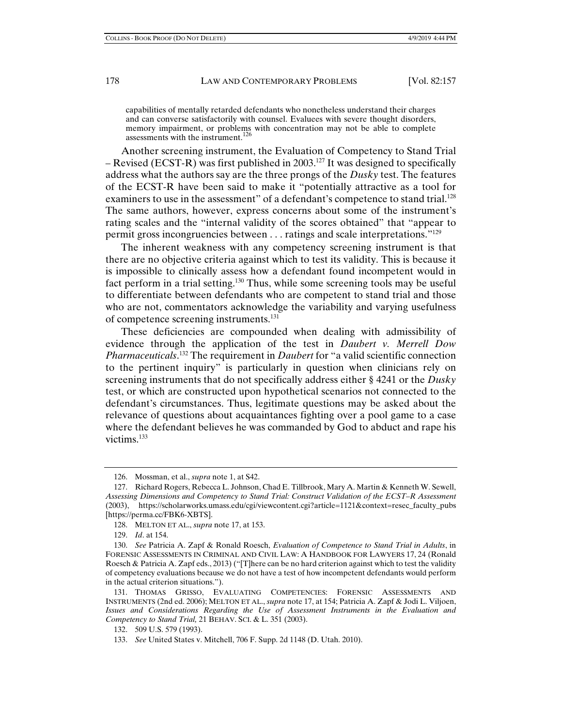> capabilities of mentally retarded defendants who nonetheless understand their charges and can converse satisfactorily with counsel. Evaluees with severe thought disorders, memory impairment, or problems with concentration may not be able to complete assessments with the instrument.[126]

Another screening instrument, the Evaluation of Competency to Stand Trial – Revised (ECST-R) was first published in 2003.[127] It was designed to specifically address what the authors say are the three prongs of the *Dusky* test. The features of the ECST-R have been said to make it "potentially attractive as a tool for examiners to use in the assessment" of a defendant's competence to stand trial.[128] The same authors, however, express concerns about some of the instrument's rating scales and the "internal validity of the scores obtained" that "appear to permit gross incongruencies between . . . ratings and scale interpretations."[129]

The inherent weakness with any competency screening instrument is that there are no objective criteria against which to test its validity. This is because it is impossible to clinically assess how a defendant found incompetent would in fact perform in a trial setting.[130] Thus, while some screening tools may be useful to differentiate between defendants who are competent to stand trial and those who are not, commentators acknowledge the variability and varying usefulness of competence screening instruments.[131]

These deficiencies are compounded when dealing with admissibility of evidence through the application of the test in *Daubert v. Merrell Dow Pharmaceuticals*.[132] The requirement in *Daubert* for "a valid scientific connection to the pertinent inquiry" is particularly in question when clinicians rely on screening instruments that do not specifically address either § 4241 or the *Dusky* test, or which are constructed upon hypothetical scenarios not connected to the defendant's circumstances. Thus, legitimate questions may be asked about the relevance of questions about acquaintances fighting over a pool game to a case where the defendant believes he was commanded by God to abduct and rape his victims.[133]

---

126. Mossman, et al., *supra* note 1, at S42.

127. Richard Rogers, Rebecca L. Johnson, Chad E. Tillbrook, Mary A. Martin & Kenneth W. Sewell, *Assessing Dimensions and Competency to Stand Trial: Construct Validation of the ECST–R Assessment* (2003), https://scholarworks.umass.edu/cgi/viewcontent.cgi?article=1121&context=resec_faculty_pubs [https://perma.cc/FBK6-XBTS].

128. MELTON ET AL., *supra* note 17, at 153.

129. *Id*. at 154.

130. *See* Patricia A. Zapf & Ronald Roesch, *Evaluation of Competence to Stand Trial in Adults*, in FORENSIC ASSESSMENTS IN CRIMINAL AND CIVIL LAW: A HANDBOOK FOR LAWYERS 17, 24 (Ronald Roesch & Patricia A. Zapf eds., 2013) ("[T]here can be no hard criterion against which to test the validity of competency evaluations because we do not have a test of how incompetent defendants would perform in the actual criterion situations.").

131. THOMAS GRISSO, EVALUATING COMPETENCIES: FORENSIC ASSESSMENTS AND INSTRUMENTS (2nd ed. 2006); MELTON ET AL., *supra* note 17, at 154; Patricia A. Zapf & Jodi L. Viljoen, *Issues and Considerations Regarding the Use of Assessment Instruments in the Evaluation and Competency to Stand Trial,* 21 BEHAV. SCI. & L. 351 (2003).

132. 509 U.S. 579 (1993).

133. *See* United States v. Mitchell, 706 F. Supp. 2d 1148 (D. Utah. 2010).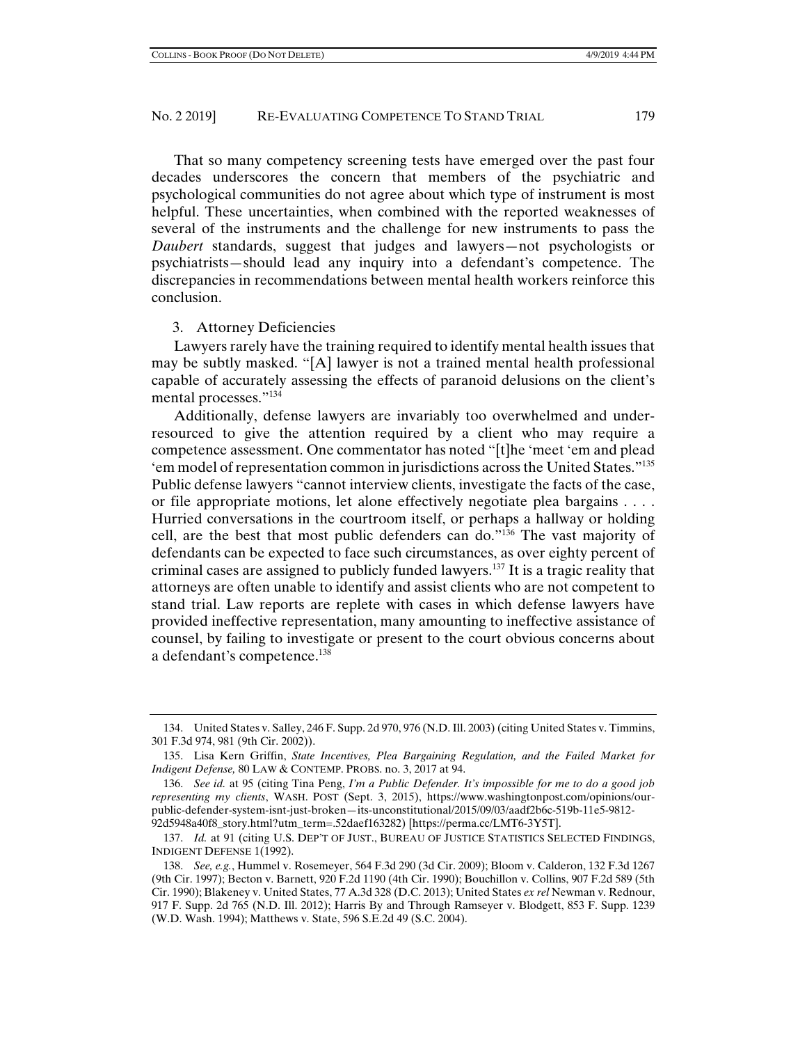That so many competency screening tests have emerged over the past four decades underscores the concern that members of the psychiatric and psychological communities do not agree about which type of instrument is most helpful. These uncertainties, when combined with the reported weaknesses of several of the instruments and the challenge for new instruments to pass the *Daubert* standards, suggest that judges and lawyers—not psychologists or psychiatrists—should lead any inquiry into a defendant's competence. The discrepancies in recommendations between mental health workers reinforce this conclusion.

### 3. Attorney Deficiencies

Lawyers rarely have the training required to identify mental health issues that may be subtly masked. "[A] lawyer is not a trained mental health professional capable of accurately assessing the effects of paranoid delusions on the client's mental processes."[134]

Additionally, defense lawyers are invariably too overwhelmed and under-resourced to give the attention required by a client who may require a competence assessment. One commentator has noted "[t]he 'meet 'em and plead 'em model of representation common in jurisdictions across the United States."[135] Public defense lawyers "cannot interview clients, investigate the facts of the case, or file appropriate motions, let alone effectively negotiate plea bargains . . . . Hurried conversations in the courtroom itself, or perhaps a hallway or holding cell, are the best that most public defenders can do."[136] The vast majority of defendants can be expected to face such circumstances, as over eighty percent of criminal cases are assigned to publicly funded lawyers.[137] It is a tragic reality that attorneys are often unable to identify and assist clients who are not competent to stand trial. Law reports are replete with cases in which defense lawyers have provided ineffective representation, many amounting to ineffective assistance of counsel, by failing to investigate or present to the court obvious concerns about a defendant's competence.[138]

---

134. United States v. Salley, 246 F. Supp. 2d 970, 976 (N.D. Ill. 2003) (citing United States v. Timmins, 301 F.3d 974, 981 (9th Cir. 2002)).

135. Lisa Kern Griffin, *State Incentives, Plea Bargaining Regulation, and the Failed Market for Indigent Defense,* 80 LAW & CONTEMP. PROBS. no. 3, 2017 at 94.

136. *See id.* at 95 (citing Tina Peng, *I'm a Public Defender. It's impossible for me to do a good job representing my clients*, WASH. POST (Sept. 3, 2015), https://www.washingtonpost.com/opinions/our-public-defender-system-isnt-just-broken—its-unconstitutional/2015/09/03/aadf2b6c-519b-11e5-9812-92d5948a40f8_story.html?utm_term=.52daef163282) [https://perma.cc/LMT6-3Y5T].

137. *Id.* at 91 (citing U.S. DEP'T OF JUST., BUREAU OF JUSTICE STATISTICS SELECTED FINDINGS, INDIGENT DEFENSE 1(1992).

138. *See, e.g.*, Hummel v. Rosemeyer, 564 F.3d 290 (3d Cir. 2009); Bloom v. Calderon, 132 F.3d 1267 (9th Cir. 1997); Becton v. Barnett, 920 F.2d 1190 (4th Cir. 1990); Bouchillon v. Collins, 907 F.2d 589 (5th Cir. 1990); Blakeney v. United States, 77 A.3d 328 (D.C. 2013); United States *ex rel* Newman v. Rednour, 917 F. Supp. 2d 765 (N.D. Ill. 2012); Harris By and Through Ramseyer v. Blodgett, 853 F. Supp. 1239 (W.D. Wash. 1994); Matthews v. State, 596 S.E.2d 49 (S.C. 2004).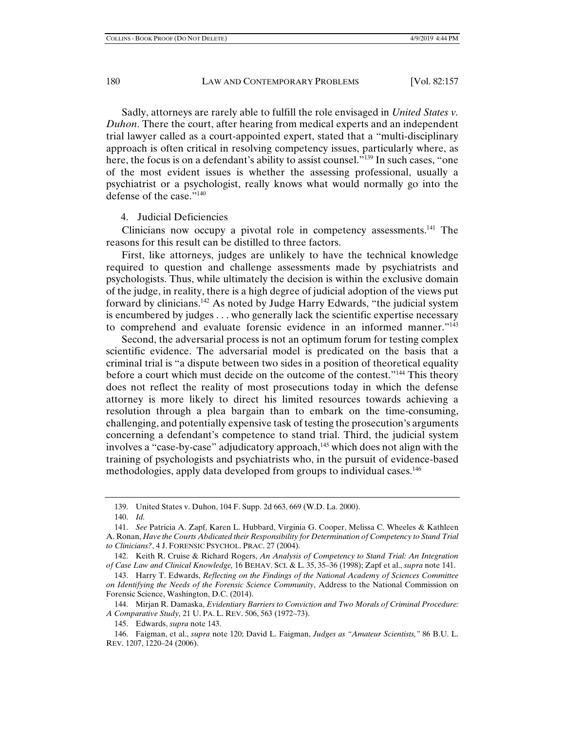Sadly, attorneys are rarely able to fulfill the role envisaged in *United States v. Duhon*. There the court, after hearing from medical experts and an independent trial lawyer called as a court-appointed expert, stated that a "multi-disciplinary approach is often critical in resolving competency issues, particularly where, as here, the focus is on a defendant's ability to assist counsel."[139] In such cases, "one of the most evident issues is whether the assessing professional, usually a psychiatrist or a psychologist, really knows what would normally go into the defense of the case."[140]

4. Judicial Deficiencies

Clinicians now occupy a pivotal role in competency assessments.[141] The reasons for this result can be distilled to three factors.

First, like attorneys, judges are unlikely to have the technical knowledge required to question and challenge assessments made by psychiatrists and psychologists. Thus, while ultimately the decision is within the exclusive domain of the judge, in reality, there is a high degree of judicial adoption of the views put forward by clinicians.[142] As noted by Judge Harry Edwards, "the judicial system is encumbered by judges . . . who generally lack the scientific expertise necessary to comprehend and evaluate forensic evidence in an informed manner."[143]

Second, the adversarial process is not an optimum forum for testing complex scientific evidence. The adversarial model is predicated on the basis that a criminal trial is "a dispute between two sides in a position of theoretical equality before a court which must decide on the outcome of the contest."[144] This theory does not reflect the reality of most prosecutions today in which the defense attorney is more likely to direct his limited resources towards achieving a resolution through a plea bargain than to embark on the time-consuming, challenging, and potentially expensive task of testing the prosecution's arguments concerning a defendant's competence to stand trial. Third, the judicial system involves a "case-by-case" adjudicatory approach,[145] which does not align with the training of psychologists and psychiatrists who, in the pursuit of evidence-based methodologies, apply data developed from groups to individual cases.[146]

---

139. United States v. Duhon, 104 F. Supp. 2d 663, 669 (W.D. La. 2000).

140. *Id.*

141. *See* Patricia A. Zapf, Karen L. Hubbard, Virginia G. Cooper, Melissa C. Wheeles & Kathleen A. Ronan, *Have the Courts Abdicated their Responsibility for Determination of Competency to Stand Trial to Clinicians?*, 4 J. FORENSIC PSYCHOL. PRAC. 27 (2004).

142. Keith R. Cruise & Richard Rogers, *An Analysis of Competency to Stand Trial: An Integration of Case Law and Clinical Knowledge,* 16 BEHAV. SCI. & L. 35, 35–36 (1998); Zapf et al., *supra* note 141.

143. Harry T. Edwards, *Reflecting on the Findings of the National Academy of Sciences Committee on Identifying the Needs of the Forensic Science Community*, Address to the National Commission on Forensic Science, Washington, D.C. (2014).

144. Mirjan R. Damaska, *Evidentiary Barriers to Conviction and Two Morals of Criminal Procedure: A Comparative Study,* 21 U. PA. L. REV. 506, 563 (1972–73).

145. Edwards, *supra* note 143.

146. Faigman, et al., *supra* note 120; David L. Faigman, *Judges as "Amateur Scientists,"* 86 B.U. L. REV. 1207, 1220–24 (2006).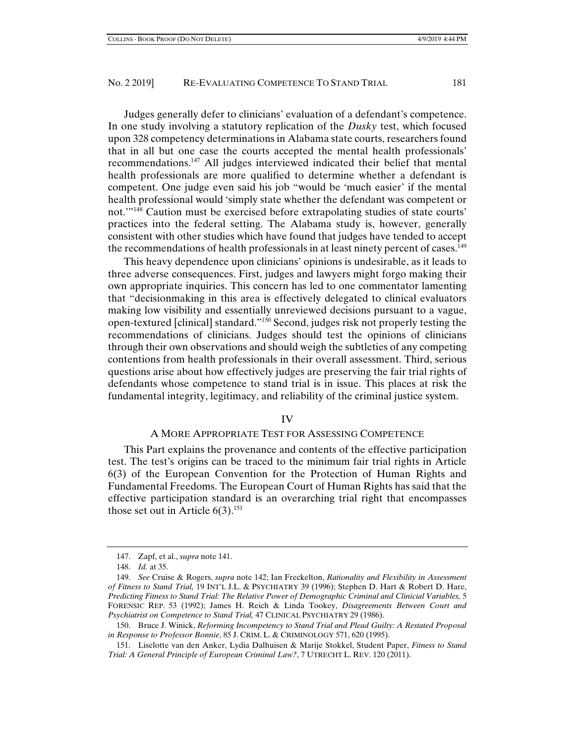Judges generally defer to clinicians' evaluation of a defendant's competence. In one study involving a statutory replication of the *Dusky* test, which focused upon 328 competency determinations in Alabama state courts, researchers found that in all but one case the courts accepted the mental health professionals' recommendations.[147] All judges interviewed indicated their belief that mental health professionals are more qualified to determine whether a defendant is competent. One judge even said his job "would be 'much easier' if the mental health professional would 'simply state whether the defendant was competent or not.'"[148] Caution must be exercised before extrapolating studies of state courts' practices into the federal setting. The Alabama study is, however, generally consistent with other studies which have found that judges have tended to accept the recommendations of health professionals in at least ninety percent of cases.[149]

This heavy dependence upon clinicians' opinions is undesirable, as it leads to three adverse consequences. First, judges and lawyers might forgo making their own appropriate inquiries. This concern has led to one commentator lamenting that "decisionmaking in this area is effectively delegated to clinical evaluators making low visibility and essentially unreviewed decisions pursuant to a vague, open-textured [clinical] standard."[150] Second, judges risk not properly testing the recommendations of clinicians. Judges should test the opinions of clinicians through their own observations and should weigh the subtleties of any competing contentions from health professionals in their overall assessment. Third, serious questions arise about how effectively judges are preserving the fair trial rights of defendants whose competence to stand trial is in issue. This places at risk the fundamental integrity, legitimacy, and reliability of the criminal justice system.

## IV

## A MORE APPROPRIATE TEST FOR ASSESSING COMPETENCE

This Part explains the provenance and contents of the effective participation test. The test's origins can be traced to the minimum fair trial rights in Article 6(3) of the European Convention for the Protection of Human Rights and Fundamental Freedoms. The European Court of Human Rights has said that the effective participation standard is an overarching trial right that encompasses those set out in Article 6(3).[151]

---

147. Zapf, et al., *supra* note 141.

148. *Id.* at 35.

149. *See* Cruise & Rogers, *supra* note 142; Ian Freckelton, *Rationality and Flexibility in Assessment of Fitness to Stand Trial,* 19 INT'L J.L. & PSYCHIATRY 39 (1996); Stephen D. Hart & Robert D. Hare, *Predicting Fitness to Stand Trial: The Relative Power of Demographic Criminal and Clinicial Variables,* 5 FORENSIC REP. 53 (1992); James H. Reich & Linda Tookey, *Disagreements Between Court and Psychiatrist on Competence to Stand Trial,* 47 CLINICAL PSYCHIATRY 29 (1986).

150. Bruce J. Winick, *Reforming Incompetency to Stand Trial and Plead Guilty: A Restated Proposal in Response to Professor Bonnie*, 85 J. CRIM. L. & CRIMINOLOGY 571, 620 (1995).

151. Liselotte van den Anker, Lydia Dalhuisen & Marije Stokkel, Student Paper, *Fitness to Stand Trial: A General Principle of European Criminal Law?*, 7 UTRECHT L. REV. 120 (2011).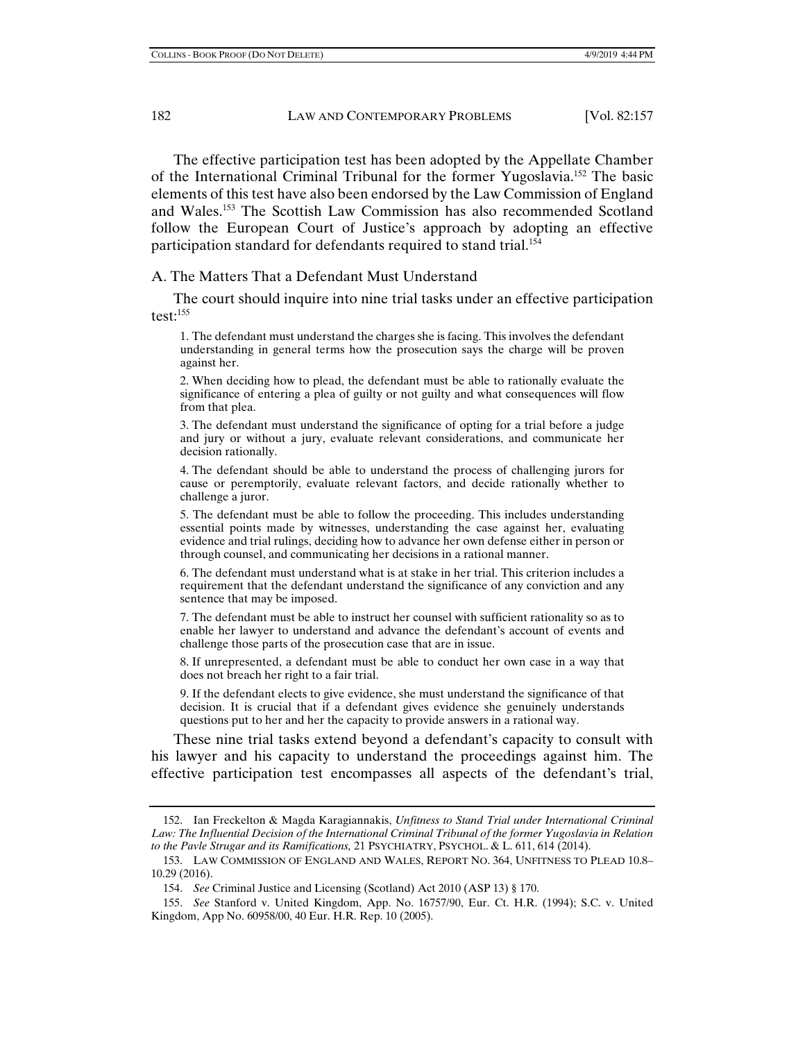The effective participation test has been adopted by the Appellate Chamber of the International Criminal Tribunal for the former Yugoslavia.[152] The basic elements of this test have also been endorsed by the Law Commission of England and Wales.[153] The Scottish Law Commission has also recommended Scotland follow the European Court of Justice's approach by adopting an effective participation standard for defendants required to stand trial.[154]

### A. The Matters That a Defendant Must Understand

The court should inquire into nine trial tasks under an effective participation test:[155]

> 1. The defendant must understand the charges she is facing. This involves the defendant understanding in general terms how the prosecution says the charge will be proven against her.
>
> 2. When deciding how to plead, the defendant must be able to rationally evaluate the significance of entering a plea of guilty or not guilty and what consequences will flow from that plea.
>
> 3. The defendant must understand the significance of opting for a trial before a judge and jury or without a jury, evaluate relevant considerations, and communicate her decision rationally.
>
> 4. The defendant should be able to understand the process of challenging jurors for cause or peremptorily, evaluate relevant factors, and decide rationally whether to challenge a juror.
>
> 5. The defendant must be able to follow the proceeding. This includes understanding essential points made by witnesses, understanding the case against her, evaluating evidence and trial rulings, deciding how to advance her own defense either in person or through counsel, and communicating her decisions in a rational manner.
>
> 6. The defendant must understand what is at stake in her trial. This criterion includes a requirement that the defendant understand the significance of any conviction and any sentence that may be imposed.
>
> 7. The defendant must be able to instruct her counsel with sufficient rationality so as to enable her lawyer to understand and advance the defendant's account of events and challenge those parts of the prosecution case that are in issue.
>
> 8. If unrepresented, a defendant must be able to conduct her own case in a way that does not breach her right to a fair trial.
>
> 9. If the defendant elects to give evidence, she must understand the significance of that decision. It is crucial that if a defendant gives evidence she genuinely understands questions put to her and her the capacity to provide answers in a rational way.

These nine trial tasks extend beyond a defendant's capacity to consult with his lawyer and his capacity to understand the proceedings against him. The effective participation test encompasses all aspects of the defendant's trial,

---

152. Ian Freckelton & Magda Karagiannakis, *Unfitness to Stand Trial under International Criminal Law: The Influential Decision of the International Criminal Tribunal of the former Yugoslavia in Relation to the Pavle Strugar and its Ramifications,* 21 PSYCHIATRY, PSYCHOL. & L. 611, 614 (2014).

153. LAW COMMISSION OF ENGLAND AND WALES, REPORT NO. 364, UNFITNESS TO PLEAD 10.8–10.29 (2016).

154. *See* Criminal Justice and Licensing (Scotland) Act 2010 (ASP 13) § 170.

155. *See* Stanford v. United Kingdom, App. No. 16757/90, Eur. Ct. H.R. (1994); S.C. v. United Kingdom, App No. 60958/00, 40 Eur. H.R. Rep. 10 (2005).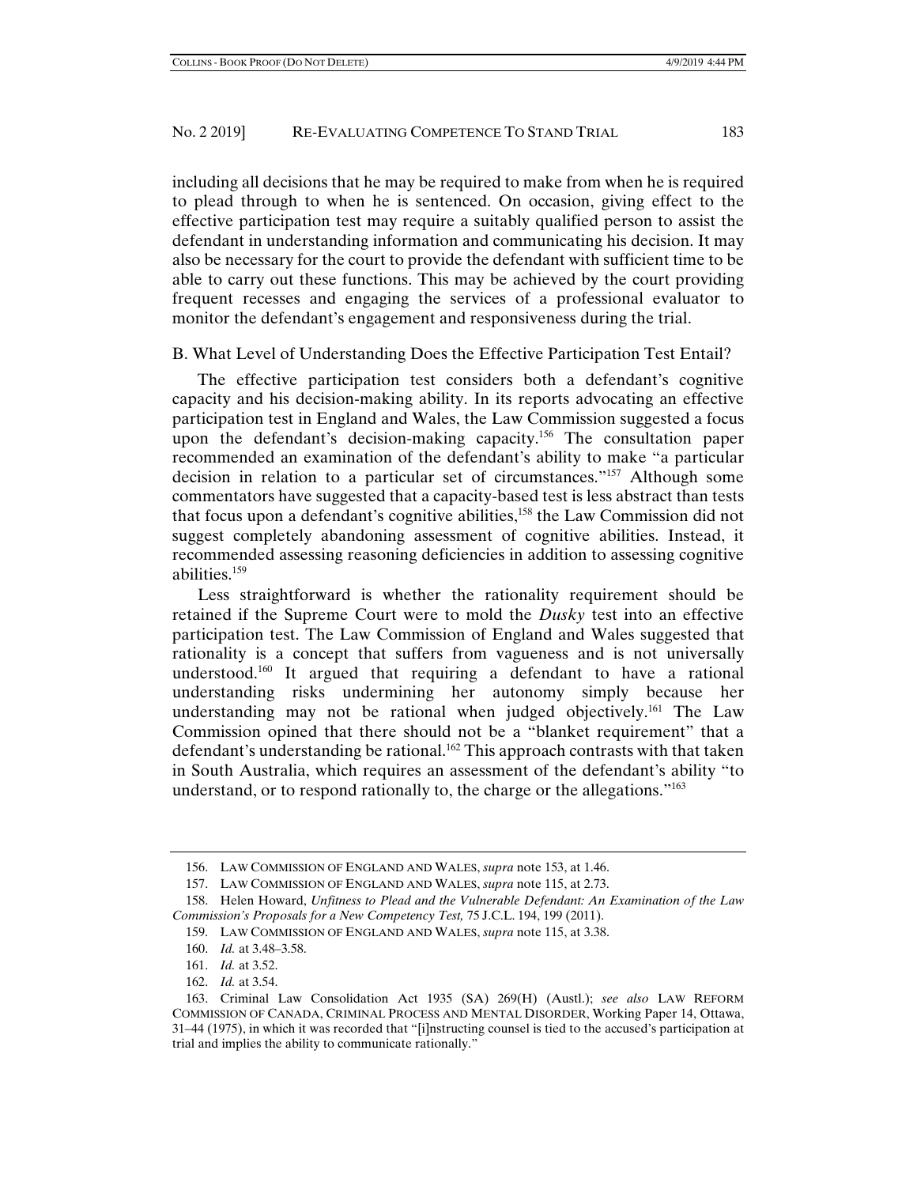including all decisions that he may be required to make from when he is required to plead through to when he is sentenced. On occasion, giving effect to the effective participation test may require a suitably qualified person to assist the defendant in understanding information and communicating his decision. It may also be necessary for the court to provide the defendant with sufficient time to be able to carry out these functions. This may be achieved by the court providing frequent recesses and engaging the services of a professional evaluator to monitor the defendant's engagement and responsiveness during the trial.

### B. What Level of Understanding Does the Effective Participation Test Entail?

The effective participation test considers both a defendant's cognitive capacity and his decision-making ability. In its reports advocating an effective participation test in England and Wales, the Law Commission suggested a focus upon the defendant's decision-making capacity.[156] The consultation paper recommended an examination of the defendant's ability to make "a particular decision in relation to a particular set of circumstances."[157] Although some commentators have suggested that a capacity-based test is less abstract than tests that focus upon a defendant's cognitive abilities,[158] the Law Commission did not suggest completely abandoning assessment of cognitive abilities. Instead, it recommended assessing reasoning deficiencies in addition to assessing cognitive abilities.[159]

Less straightforward is whether the rationality requirement should be retained if the Supreme Court were to mold the *Dusky* test into an effective participation test. The Law Commission of England and Wales suggested that rationality is a concept that suffers from vagueness and is not universally understood.[160] It argued that requiring a defendant to have a rational understanding risks undermining her autonomy simply because her understanding may not be rational when judged objectively.[161] The Law Commission opined that there should not be a "blanket requirement" that a defendant's understanding be rational.[162] This approach contrasts with that taken in South Australia, which requires an assessment of the defendant's ability "to understand, or to respond rationally to, the charge or the allegations."[163]

---

156. LAW COMMISSION OF ENGLAND AND WALES, *supra* note 153, at 1.46.

157. LAW COMMISSION OF ENGLAND AND WALES, *supra* note 115, at 2.73.

158. Helen Howard, *Unfitness to Plead and the Vulnerable Defendant: An Examination of the Law Commission's Proposals for a New Competency Test,* 75 J.C.L. 194, 199 (2011).

159. LAW COMMISSION OF ENGLAND AND WALES, *supra* note 115, at 3.38.

160. *Id.* at 3.48–3.58.

161. *Id.* at 3.52.

162. *Id.* at 3.54.

163. Criminal Law Consolidation Act 1935 (SA) 269(H) (Austl.); *see also* LAW REFORM COMMISSION OF CANADA, CRIMINAL PROCESS AND MENTAL DISORDER, Working Paper 14, Ottawa, 31–44 (1975), in which it was recorded that "[i]nstructing counsel is tied to the accused's participation at trial and implies the ability to communicate rationally."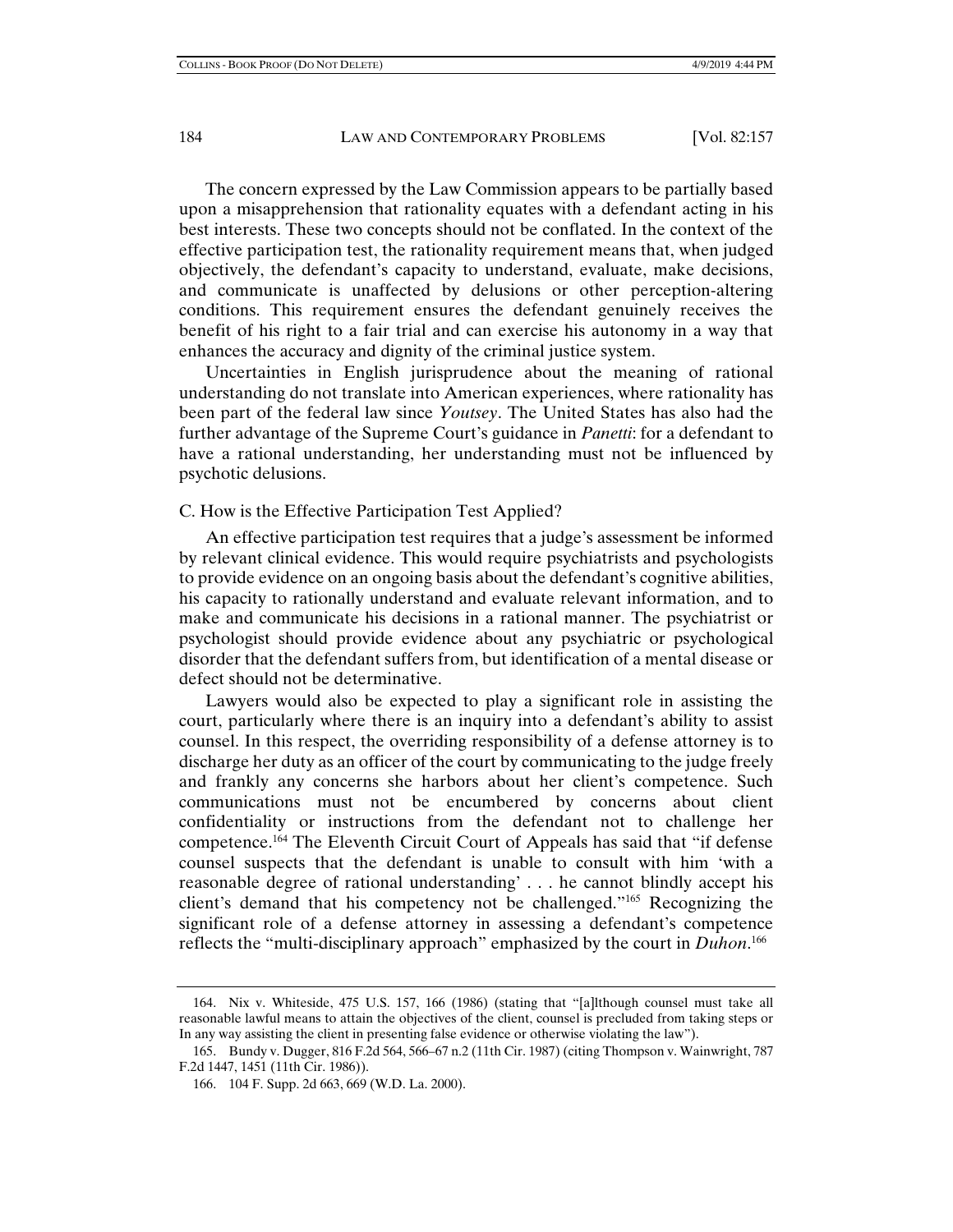The concern expressed by the Law Commission appears to be partially based upon a misapprehension that rationality equates with a defendant acting in his best interests. These two concepts should not be conflated. In the context of the effective participation test, the rationality requirement means that, when judged objectively, the defendant's capacity to understand, evaluate, make decisions, and communicate is unaffected by delusions or other perception-altering conditions. This requirement ensures the defendant genuinely receives the benefit of his right to a fair trial and can exercise his autonomy in a way that enhances the accuracy and dignity of the criminal justice system.

Uncertainties in English jurisprudence about the meaning of rational understanding do not translate into American experiences, where rationality has been part of the federal law since *Youtsey*. The United States has also had the further advantage of the Supreme Court's guidance in *Panetti*: for a defendant to have a rational understanding, her understanding must not be influenced by psychotic delusions.

### C. How is the Effective Participation Test Applied?

An effective participation test requires that a judge's assessment be informed by relevant clinical evidence. This would require psychiatrists and psychologists to provide evidence on an ongoing basis about the defendant's cognitive abilities, his capacity to rationally understand and evaluate relevant information, and to make and communicate his decisions in a rational manner. The psychiatrist or psychologist should provide evidence about any psychiatric or psychological disorder that the defendant suffers from, but identification of a mental disease or defect should not be determinative.

Lawyers would also be expected to play a significant role in assisting the court, particularly where there is an inquiry into a defendant's ability to assist counsel. In this respect, the overriding responsibility of a defense attorney is to discharge her duty as an officer of the court by communicating to the judge freely and frankly any concerns she harbors about her client's competence. Such communications must not be encumbered by concerns about client confidentiality or instructions from the defendant not to challenge her competence.[164] The Eleventh Circuit Court of Appeals has said that "if defense counsel suspects that the defendant is unable to consult with him 'with a reasonable degree of rational understanding' . . . he cannot blindly accept his client's demand that his competency not be challenged."[165] Recognizing the significant role of a defense attorney in assessing a defendant's competence reflects the "multi-disciplinary approach" emphasized by the court in *Duhon*.[166]

---

164. Nix v. Whiteside, 475 U.S. 157, 166 (1986) (stating that "[a]lthough counsel must take all reasonable lawful means to attain the objectives of the client, counsel is precluded from taking steps or In any way assisting the client in presenting false evidence or otherwise violating the law").

165. Bundy v. Dugger, 816 F.2d 564, 566–67 n.2 (11th Cir. 1987) (citing Thompson v. Wainwright, 787 F.2d 1447, 1451 (11th Cir. 1986)).

166. 104 F. Supp. 2d 663, 669 (W.D. La. 2000).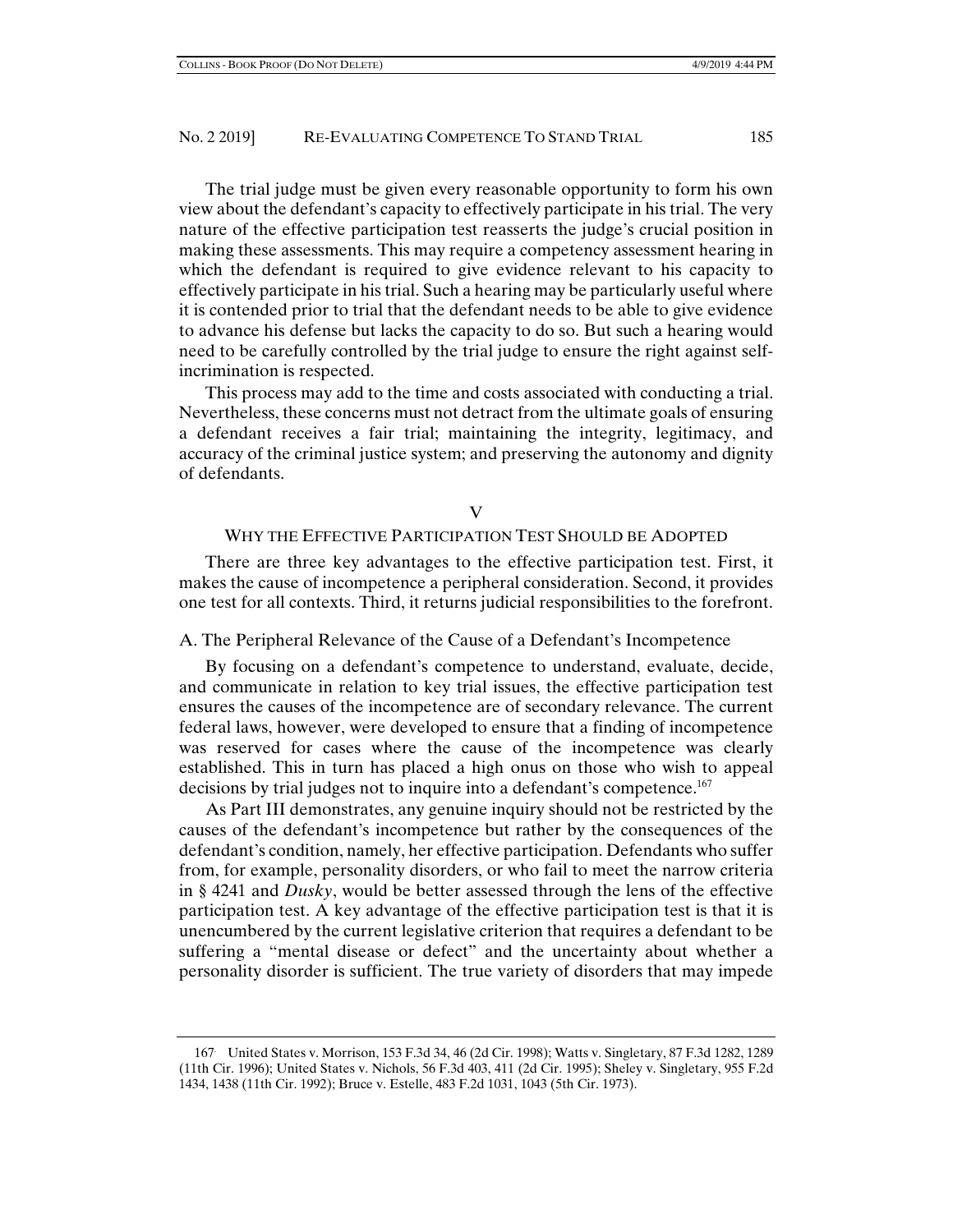The trial judge must be given every reasonable opportunity to form his own view about the defendant's capacity to effectively participate in his trial. The very nature of the effective participation test reasserts the judge's crucial position in making these assessments. This may require a competency assessment hearing in which the defendant is required to give evidence relevant to his capacity to effectively participate in his trial. Such a hearing may be particularly useful where it is contended prior to trial that the defendant needs to be able to give evidence to advance his defense but lacks the capacity to do so. But such a hearing would need to be carefully controlled by the trial judge to ensure the right against self-incrimination is respected.

This process may add to the time and costs associated with conducting a trial. Nevertheless, these concerns must not detract from the ultimate goals of ensuring a defendant receives a fair trial; maintaining the integrity, legitimacy, and accuracy of the criminal justice system; and preserving the autonomy and dignity of defendants.

## V

## WHY THE EFFECTIVE PARTICIPATION TEST SHOULD BE ADOPTED

There are three key advantages to the effective participation test. First, it makes the cause of incompetence a peripheral consideration. Second, it provides one test for all contexts. Third, it returns judicial responsibilities to the forefront.

### A. The Peripheral Relevance of the Cause of a Defendant's Incompetence

By focusing on a defendant's competence to understand, evaluate, decide, and communicate in relation to key trial issues, the effective participation test ensures the causes of the incompetence are of secondary relevance. The current federal laws, however, were developed to ensure that a finding of incompetence was reserved for cases where the cause of the incompetence was clearly established. This in turn has placed a high onus on those who wish to appeal decisions by trial judges not to inquire into a defendant's competence.[167]

As Part III demonstrates, any genuine inquiry should not be restricted by the causes of the defendant's incompetence but rather by the consequences of the defendant's condition, namely, her effective participation. Defendants who suffer from, for example, personality disorders, or who fail to meet the narrow criteria in § 4241 and *Dusky*, would be better assessed through the lens of the effective participation test. A key advantage of the effective participation test is that it is unencumbered by the current legislative criterion that requires a defendant to be suffering a "mental disease or defect" and the uncertainty about whether a personality disorder is sufficient. The true variety of disorders that may impede

---

[167] United States v. Morrison, 153 F.3d 34, 46 (2d Cir. 1998); Watts v. Singletary, 87 F.3d 1282, 1289 (11th Cir. 1996); United States v. Nichols, 56 F.3d 403, 411 (2d Cir. 1995); Sheley v. Singletary, 955 F.2d 1434, 1438 (11th Cir. 1992); Bruce v. Estelle, 483 F.2d 1031, 1043 (5th Cir. 1973).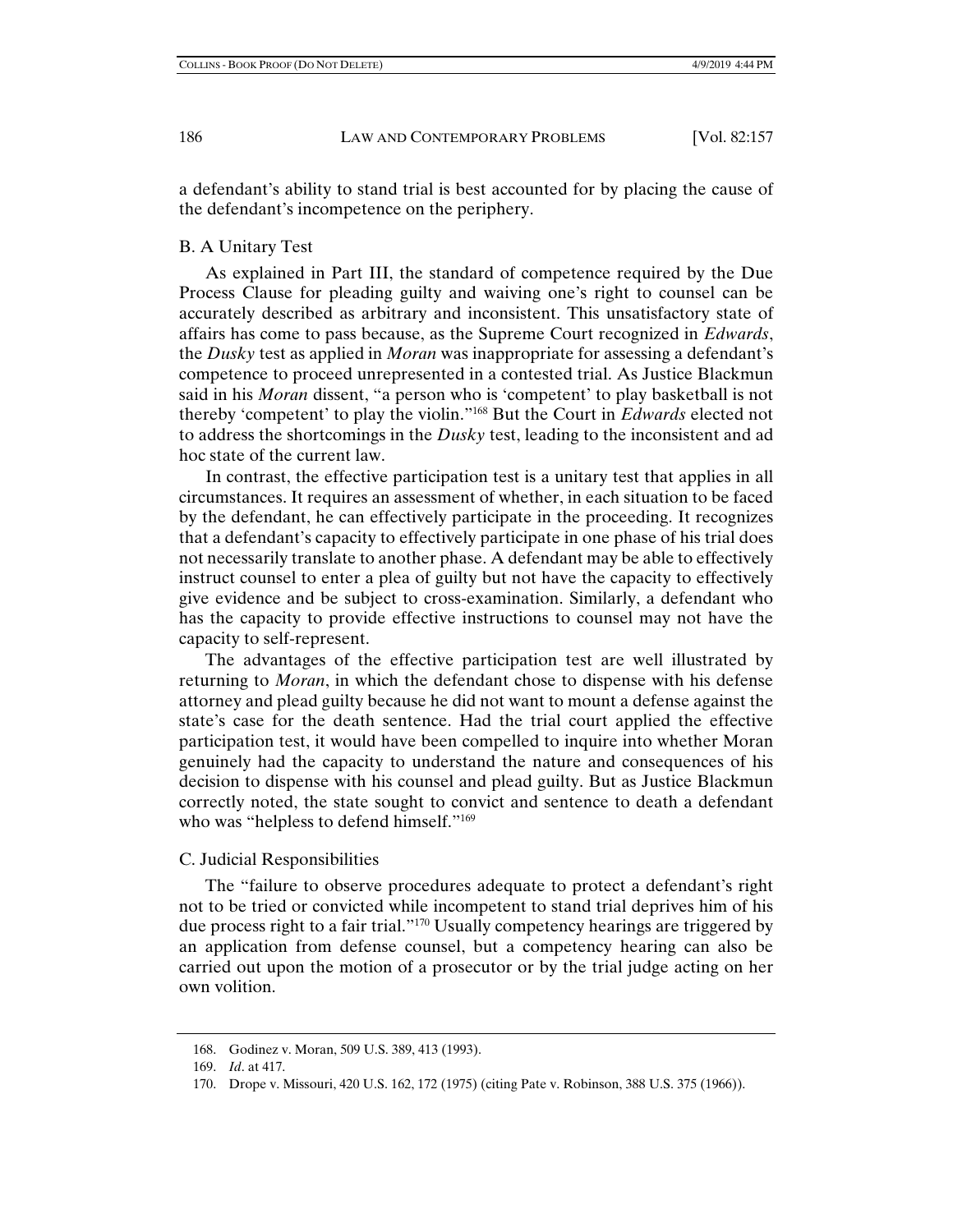a defendant's ability to stand trial is best accounted for by placing the cause of the defendant's incompetence on the periphery.

## B. A Unitary Test

As explained in Part III, the standard of competence required by the Due Process Clause for pleading guilty and waiving one's right to counsel can be accurately described as arbitrary and inconsistent. This unsatisfactory state of affairs has come to pass because, as the Supreme Court recognized in *Edwards*, the *Dusky* test as applied in *Moran* was inappropriate for assessing a defendant's competence to proceed unrepresented in a contested trial. As Justice Blackmun said in his *Moran* dissent, "a person who is 'competent' to play basketball is not thereby 'competent' to play the violin."[168] But the Court in *Edwards* elected not to address the shortcomings in the *Dusky* test, leading to the inconsistent and ad hoc state of the current law.

In contrast, the effective participation test is a unitary test that applies in all circumstances. It requires an assessment of whether, in each situation to be faced by the defendant, he can effectively participate in the proceeding. It recognizes that a defendant's capacity to effectively participate in one phase of his trial does not necessarily translate to another phase. A defendant may be able to effectively instruct counsel to enter a plea of guilty but not have the capacity to effectively give evidence and be subject to cross-examination. Similarly, a defendant who has the capacity to provide effective instructions to counsel may not have the capacity to self-represent.

The advantages of the effective participation test are well illustrated by returning to *Moran*, in which the defendant chose to dispense with his defense attorney and plead guilty because he did not want to mount a defense against the state's case for the death sentence. Had the trial court applied the effective participation test, it would have been compelled to inquire into whether Moran genuinely had the capacity to understand the nature and consequences of his decision to dispense with his counsel and plead guilty. But as Justice Blackmun correctly noted, the state sought to convict and sentence to death a defendant who was "helpless to defend himself."[169]

## C. Judicial Responsibilities

The "failure to observe procedures adequate to protect a defendant's right not to be tried or convicted while incompetent to stand trial deprives him of his due process right to a fair trial."[170] Usually competency hearings are triggered by an application from defense counsel, but a competency hearing can also be carried out upon the motion of a prosecutor or by the trial judge acting on her own volition.

---

168. Godinez v. Moran, 509 U.S. 389, 413 (1993).

169. *Id*. at 417.

170. Drope v. Missouri, 420 U.S. 162, 172 (1975) (citing Pate v. Robinson, 388 U.S. 375 (1966)).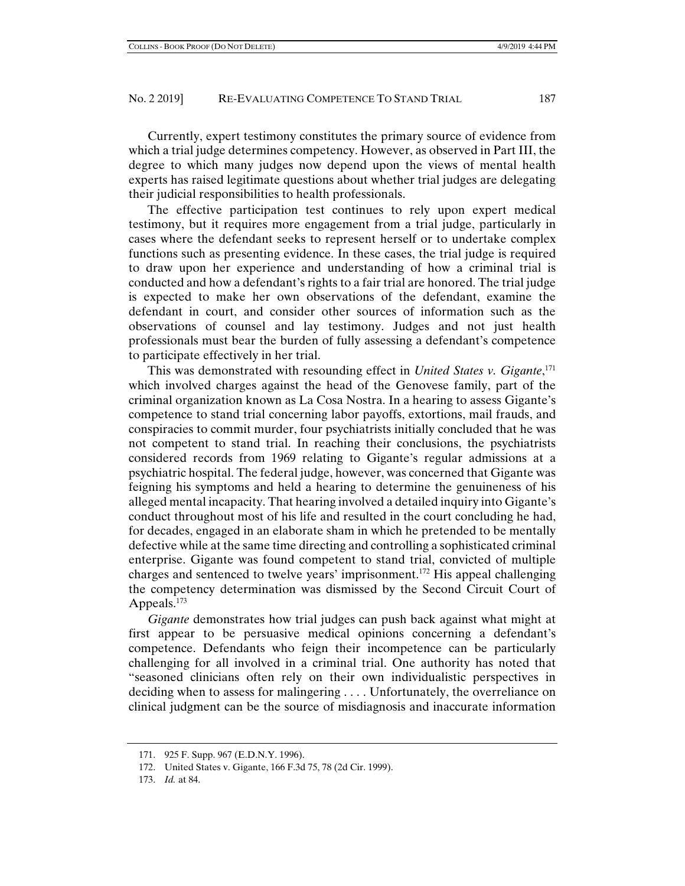Currently, expert testimony constitutes the primary source of evidence from which a trial judge determines competency. However, as observed in Part III, the degree to which many judges now depend upon the views of mental health experts has raised legitimate questions about whether trial judges are delegating their judicial responsibilities to health professionals.

The effective participation test continues to rely upon expert medical testimony, but it requires more engagement from a trial judge, particularly in cases where the defendant seeks to represent herself or to undertake complex functions such as presenting evidence. In these cases, the trial judge is required to draw upon her experience and understanding of how a criminal trial is conducted and how a defendant's rights to a fair trial are honored. The trial judge is expected to make her own observations of the defendant, examine the defendant in court, and consider other sources of information such as the observations of counsel and lay testimony. Judges and not just health professionals must bear the burden of fully assessing a defendant's competence to participate effectively in her trial.

This was demonstrated with resounding effect in *United States v. Gigante*,[171] which involved charges against the head of the Genovese family, part of the criminal organization known as La Cosa Nostra. In a hearing to assess Gigante's competence to stand trial concerning labor payoffs, extortions, mail frauds, and conspiracies to commit murder, four psychiatrists initially concluded that he was not competent to stand trial. In reaching their conclusions, the psychiatrists considered records from 1969 relating to Gigante's regular admissions at a psychiatric hospital. The federal judge, however, was concerned that Gigante was feigning his symptoms and held a hearing to determine the genuineness of his alleged mental incapacity. That hearing involved a detailed inquiry into Gigante's conduct throughout most of his life and resulted in the court concluding he had, for decades, engaged in an elaborate sham in which he pretended to be mentally defective while at the same time directing and controlling a sophisticated criminal enterprise. Gigante was found competent to stand trial, convicted of multiple charges and sentenced to twelve years' imprisonment.[172] His appeal challenging the competency determination was dismissed by the Second Circuit Court of Appeals.[173]

*Gigante* demonstrates how trial judges can push back against what might at first appear to be persuasive medical opinions concerning a defendant's competence. Defendants who feign their incompetence can be particularly challenging for all involved in a criminal trial. One authority has noted that "seasoned clinicians often rely on their own individualistic perspectives in deciding when to assess for malingering . . . . Unfortunately, the overreliance on clinical judgment can be the source of misdiagnosis and inaccurate information

171. 925 F. Supp. 967 (E.D.N.Y. 1996).

172. United States v. Gigante, 166 F.3d 75, 78 (2d Cir. 1999).

173. *Id.* at 84.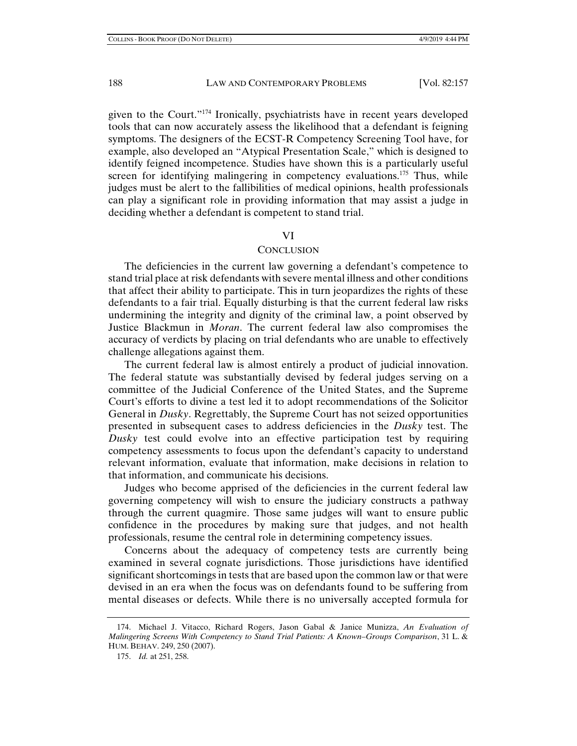given to the Court."[174] Ironically, psychiatrists have in recent years developed tools that can now accurately assess the likelihood that a defendant is feigning symptoms. The designers of the ECST-R Competency Screening Tool have, for example, also developed an "Atypical Presentation Scale," which is designed to identify feigned incompetence. Studies have shown this is a particularly useful screen for identifying malingering in competency evaluations.[175] Thus, while judges must be alert to the fallibilities of medical opinions, health professionals can play a significant role in providing information that may assist a judge in deciding whether a defendant is competent to stand trial.

## VI
## CONCLUSION

The deficiencies in the current law governing a defendant's competence to stand trial place at risk defendants with severe mental illness and other conditions that affect their ability to participate. This in turn jeopardizes the rights of these defendants to a fair trial. Equally disturbing is that the current federal law risks undermining the integrity and dignity of the criminal law, a point observed by Justice Blackmun in *Moran*. The current federal law also compromises the accuracy of verdicts by placing on trial defendants who are unable to effectively challenge allegations against them.

The current federal law is almost entirely a product of judicial innovation. The federal statute was substantially devised by federal judges serving on a committee of the Judicial Conference of the United States, and the Supreme Court's efforts to divine a test led it to adopt recommendations of the Solicitor General in *Dusky*. Regrettably, the Supreme Court has not seized opportunities presented in subsequent cases to address deficiencies in the *Dusky* test. The *Dusky* test could evolve into an effective participation test by requiring competency assessments to focus upon the defendant's capacity to understand relevant information, evaluate that information, make decisions in relation to that information, and communicate his decisions.

Judges who become apprised of the deficiencies in the current federal law governing competency will wish to ensure the judiciary constructs a pathway through the current quagmire. Those same judges will want to ensure public confidence in the procedures by making sure that judges, and not health professionals, resume the central role in determining competency issues.

Concerns about the adequacy of competency tests are currently being examined in several cognate jurisdictions. Those jurisdictions have identified significant shortcomings in tests that are based upon the common law or that were devised in an era when the focus was on defendants found to be suffering from mental diseases or defects. While there is no universally accepted formula for

174. Michael J. Vitacco, Richard Rogers, Jason Gabal & Janice Munizza, *An Evaluation of Malingering Screens With Competency to Stand Trial Patients: A Known–Groups Comparison*, 31 L. & HUM. BEHAV. 249, 250 (2007).

175. *Id.* at 251, 258.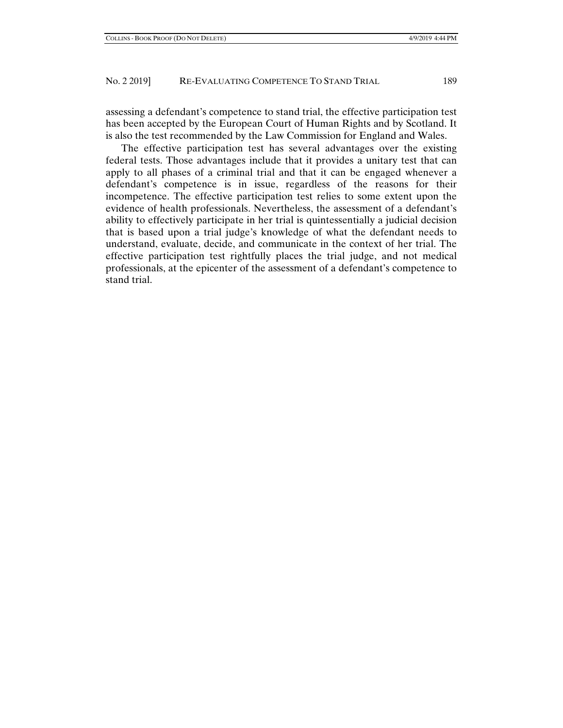assessing a defendant's competence to stand trial, the effective participation test has been accepted by the European Court of Human Rights and by Scotland. It is also the test recommended by the Law Commission for England and Wales.

The effective participation test has several advantages over the existing federal tests. Those advantages include that it provides a unitary test that can apply to all phases of a criminal trial and that it can be engaged whenever a defendant's competence is in issue, regardless of the reasons for their incompetence. The effective participation test relies to some extent upon the evidence of health professionals. Nevertheless, the assessment of a defendant's ability to effectively participate in her trial is quintessentially a judicial decision that is based upon a trial judge's knowledge of what the defendant needs to understand, evaluate, decide, and communicate in the context of her trial. The effective participation test rightfully places the trial judge, and not medical professionals, at the epicenter of the assessment of a defendant's competence to stand trial.